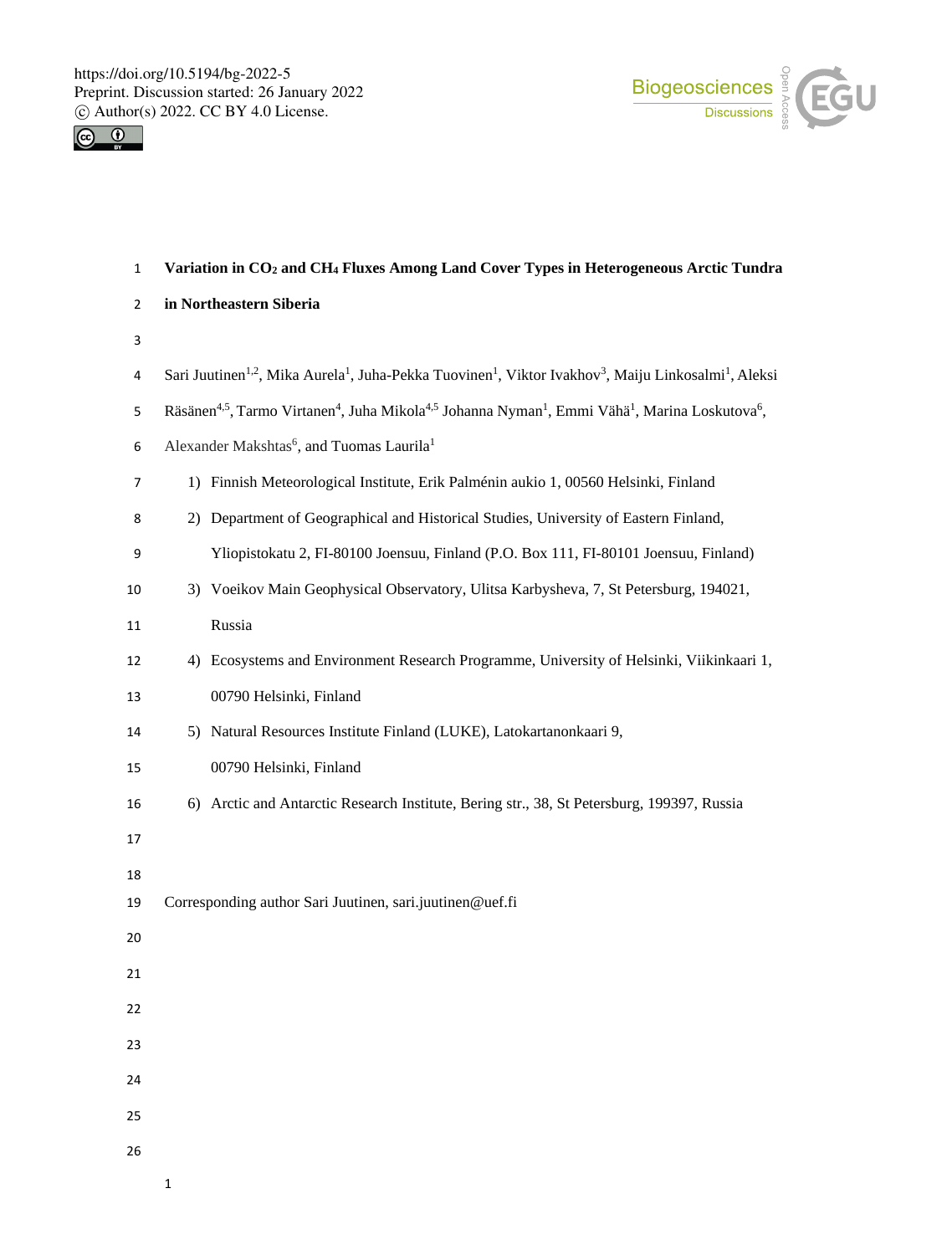# Variation in $CO_2$ and $CH_4$ Fluxes Among Land Cover Types in Heterogeneous Arctic Tundra in Northeastern Siberia

Sari Juutinen[1,2], Mika Aurela[1], Juha-Pekka Tuovinen[1], Viktor Ivakhov[3], Maiju Linkosalmi[1], Aleksi Räsänen[4,5], Tarmo Virtanen[4], Juha Mikola[4,5] Johanna Nyman[1], Emmi Vähä[1], Marina Loskutova[6], Alexander Makshtas[6], and Tuomas Laurila[1]

1) Finnish Meteorological Institute, Erik Palménin aukio 1, 00560 Helsinki, Finland
2) Department of Geographical and Historical Studies, University of Eastern Finland, Yliopistokatu 2, FI-80100 Joensuu, Finland (P.O. Box 111, FI-80101 Joensuu, Finland)
3) Voeikov Main Geophysical Observatory, Ulitsa Karbysheva, 7, St Petersburg, 194021, Russia
4) Ecosystems and Environment Research Programme, University of Helsinki, Viikinkaari 1, 00790 Helsinki, Finland
5) Natural Resources Institute Finland (LUKE), Latokartanonkaari 9, 00790 Helsinki, Finland
6) Arctic and Antarctic Research Institute, Bering str., 38, St Petersburg, 199397, Russia

Corresponding author Sari Juutinen, sari.juutinen@uef.fi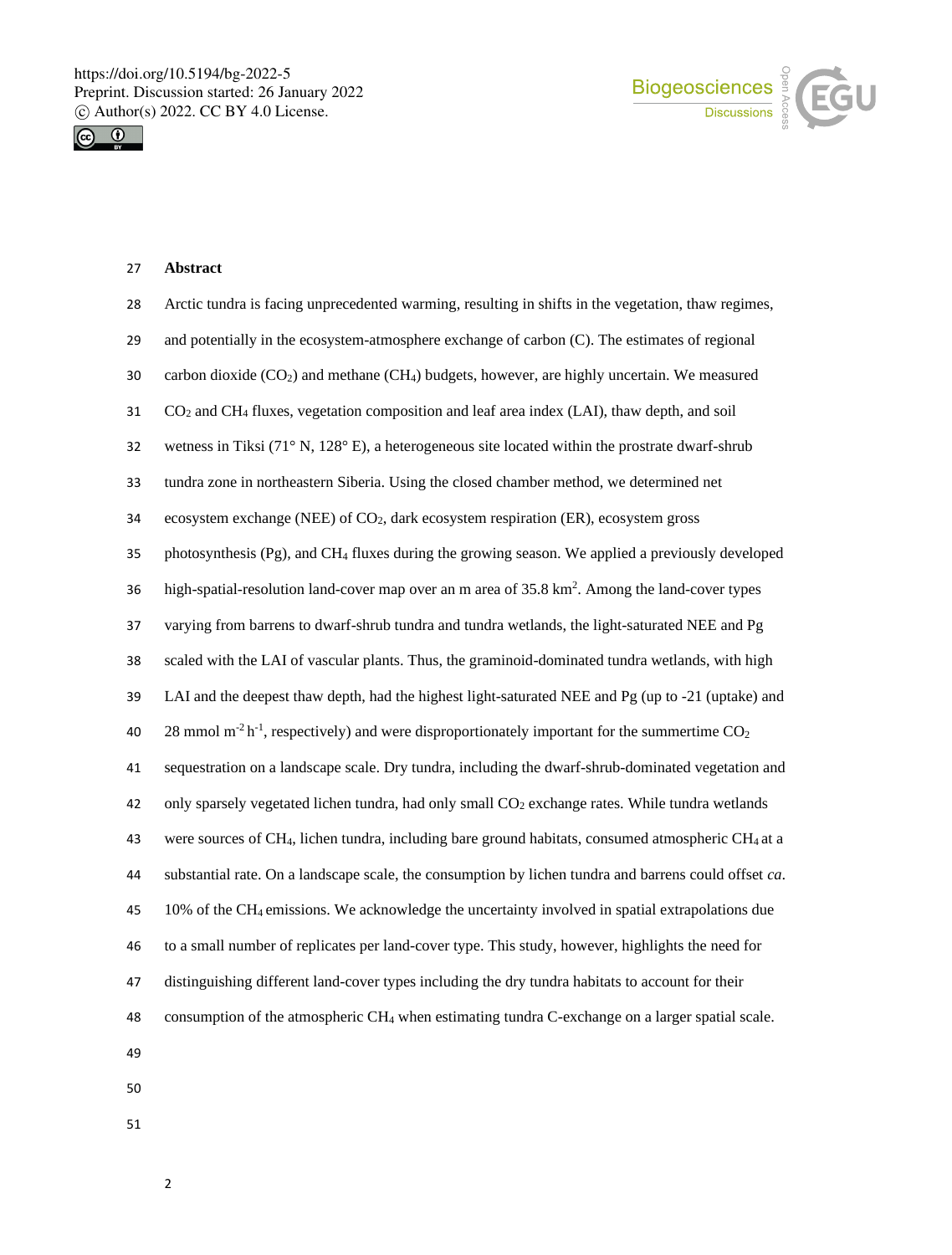## Abstract

Arctic tundra is facing unprecedented warming, resulting in shifts in the vegetation, thaw regimes, and potentially in the ecosystem-atmosphere exchange of carbon (C). The estimates of regional carbon dioxide ($CO_2$) and methane ($CH_4$) budgets, however, are highly uncertain. We measured $CO_2$ and $CH_4$ fluxes, vegetation composition and leaf area index (LAI), thaw depth, and soil wetness in Tiksi (71° N, 128° E), a heterogeneous site located within the prostrate dwarf-shrub tundra zone in northeastern Siberia. Using the closed chamber method, we determined net ecosystem exchange (NEE) of $CO_2$, dark ecosystem respiration (ER), ecosystem gross photosynthesis (Pg), and $CH_4$ fluxes during the growing season. We applied a previously developed high-spatial-resolution land-cover map over an m area of 35.8 $km^2$. Among the land-cover types varying from barrens to dwarf-shrub tundra and tundra wetlands, the light-saturated NEE and Pg scaled with the LAI of vascular plants. Thus, the graminoid-dominated tundra wetlands, with high LAI and the deepest thaw depth, had the highest light-saturated NEE and Pg (up to -21 (uptake) and 28 mmol $m^{-2}$ $h^{-1}$, respectively) and were disproportionately important for the summertime $CO_2$ sequestration on a landscape scale. Dry tundra, including the dwarf-shrub-dominated vegetation and only sparsely vegetated lichen tundra, had only small $CO_2$ exchange rates. While tundra wetlands were sources of $CH_4$, lichen tundra, including bare ground habitats, consumed atmospheric $CH_4$ at a substantial rate. On a landscape scale, the consumption by lichen tundra and barrens could offset *ca.* 10% of the $CH_4$ emissions. We acknowledge the uncertainty involved in spatial extrapolations due to a small number of replicates per land-cover type. This study, however, highlights the need for distinguishing different land-cover types including the dry tundra habitats to account for their consumption of the atmospheric $CH_4$ when estimating tundra C-exchange on a larger spatial scale.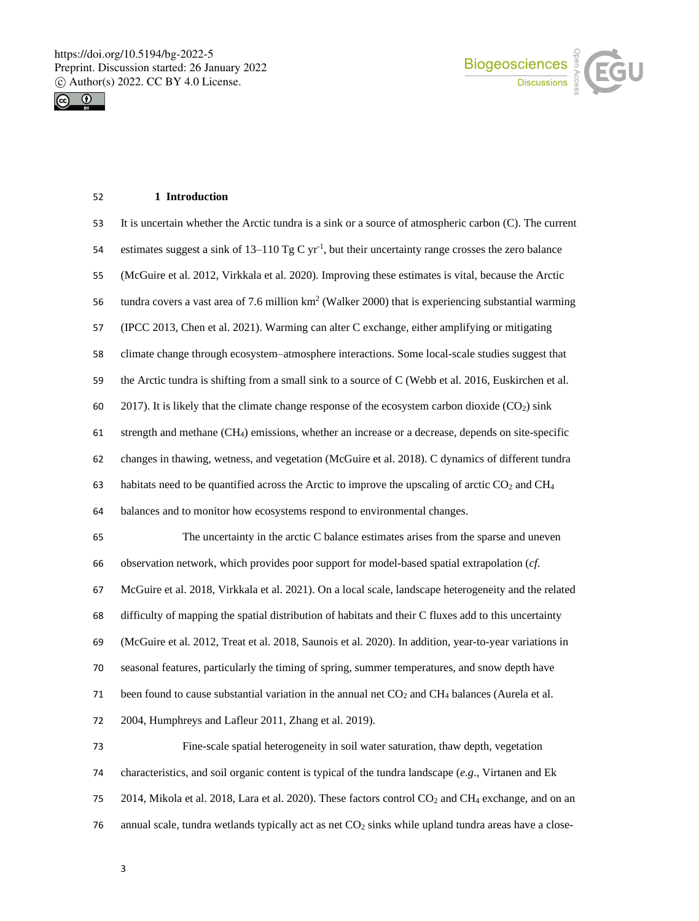## 1 Introduction

It is uncertain whether the Arctic tundra is a sink or a source of atmospheric carbon (C). The current estimates suggest a sink of 13–110 Tg C $yr^{-1}$, but their uncertainty range crosses the zero balance (McGuire et al. 2012, Virkkala et al. 2020). Improving these estimates is vital, because the Arctic tundra covers a vast area of 7.6 million $km^2$ (Walker 2000) that is experiencing substantial warming (IPCC 2013, Chen et al. 2021). Warming can alter C exchange, either amplifying or mitigating climate change through ecosystem–atmosphere interactions. Some local-scale studies suggest that the Arctic tundra is shifting from a small sink to a source of C (Webb et al. 2016, Euskirchen et al. 2017). It is likely that the climate change response of the ecosystem carbon dioxide ($CO_2$) sink strength and methane ($CH_4$) emissions, whether an increase or a decrease, depends on site-specific changes in thawing, wetness, and vegetation (McGuire et al. 2018). C dynamics of different tundra habitats need to be quantified across the Arctic to improve the upscaling of arctic $CO_2$ and $CH_4$ balances and to monitor how ecosystems respond to environmental changes.

The uncertainty in the arctic C balance estimates arises from the sparse and uneven observation network, which provides poor support for model-based spatial extrapolation (*cf.* McGuire et al. 2018, Virkkala et al. 2021). On a local scale, landscape heterogeneity and the related difficulty of mapping the spatial distribution of habitats and their C fluxes add to this uncertainty (McGuire et al. 2012, Treat et al. 2018, Saunois et al. 2020). In addition, year-to-year variations in seasonal features, particularly the timing of spring, summer temperatures, and snow depth have been found to cause substantial variation in the annual net $CO_2$ and $CH_4$ balances (Aurela et al. 2004, Humphreys and Lafleur 2011, Zhang et al. 2019).

Fine-scale spatial heterogeneity in soil water saturation, thaw depth, vegetation characteristics, and soil organic content is typical of the tundra landscape (*e.g.*, Virtanen and Ek 2014, Mikola et al. 2018, Lara et al. 2020). These factors control $CO_2$ and $CH_4$ exchange, and on an annual scale, tundra wetlands typically act as net $CO_2$ sinks while upland tundra areas have a close-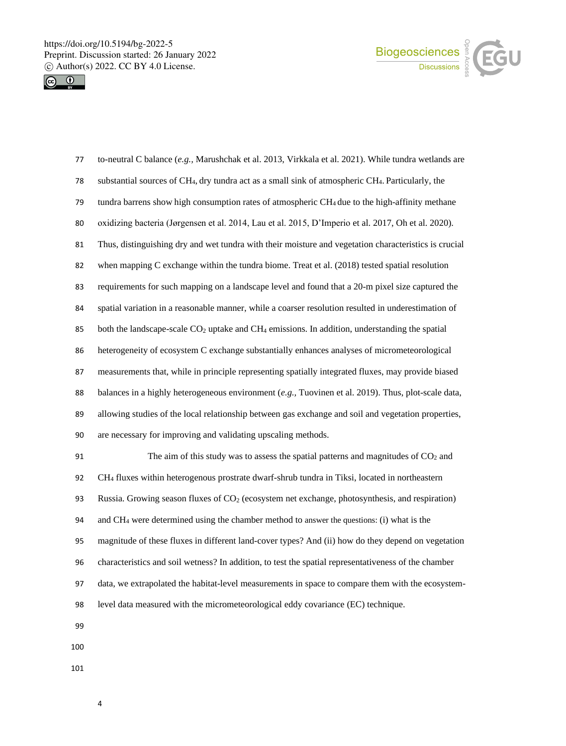to-neutral C balance (*e.g.,* Marushchak et al. 2013, Virkkala et al. 2021). While tundra wetlands are substantial sources of $CH_4$, dry tundra act as a small sink of atmospheric $CH_4$. Particularly, the tundra barrens show high consumption rates of atmospheric $CH_4$ due to the high-affinity methane oxidizing bacteria (Jørgensen et al. 2014, Lau et al. 2015, D'Imperio et al. 2017, Oh et al. 2020). Thus, distinguishing dry and wet tundra with their moisture and vegetation characteristics is crucial when mapping C exchange within the tundra biome. Treat et al. (2018) tested spatial resolution requirements for such mapping on a landscape level and found that a 20-m pixel size captured the spatial variation in a reasonable manner, while a coarser resolution resulted in underestimation of both the landscape-scale $CO_2$ uptake and $CH_4$ emissions. In addition, understanding the spatial heterogeneity of ecosystem C exchange substantially enhances analyses of micrometeorological measurements that, while in principle representing spatially integrated fluxes, may provide biased balances in a highly heterogeneous environment (*e.g.,* Tuovinen et al. 2019). Thus, plot-scale data, allowing studies of the local relationship between gas exchange and soil and vegetation properties, are necessary for improving and validating upscaling methods.

The aim of this study was to assess the spatial patterns and magnitudes of $CO_2$ and $CH_4$ fluxes within heterogenous prostrate dwarf-shrub tundra in Tiksi, located in northeastern Russia. Growing season fluxes of $CO_2$ (ecosystem net exchange, photosynthesis, and respiration) and $CH_4$ were determined using the chamber method to answer the questions: (i) what is the magnitude of these fluxes in different land-cover types? And (ii) how do they depend on vegetation characteristics and soil wetness? In addition, to test the spatial representativeness of the chamber data, we extrapolated the habitat-level measurements in space to compare them with the ecosystem-level data measured with the micrometeorological eddy covariance (EC) technique.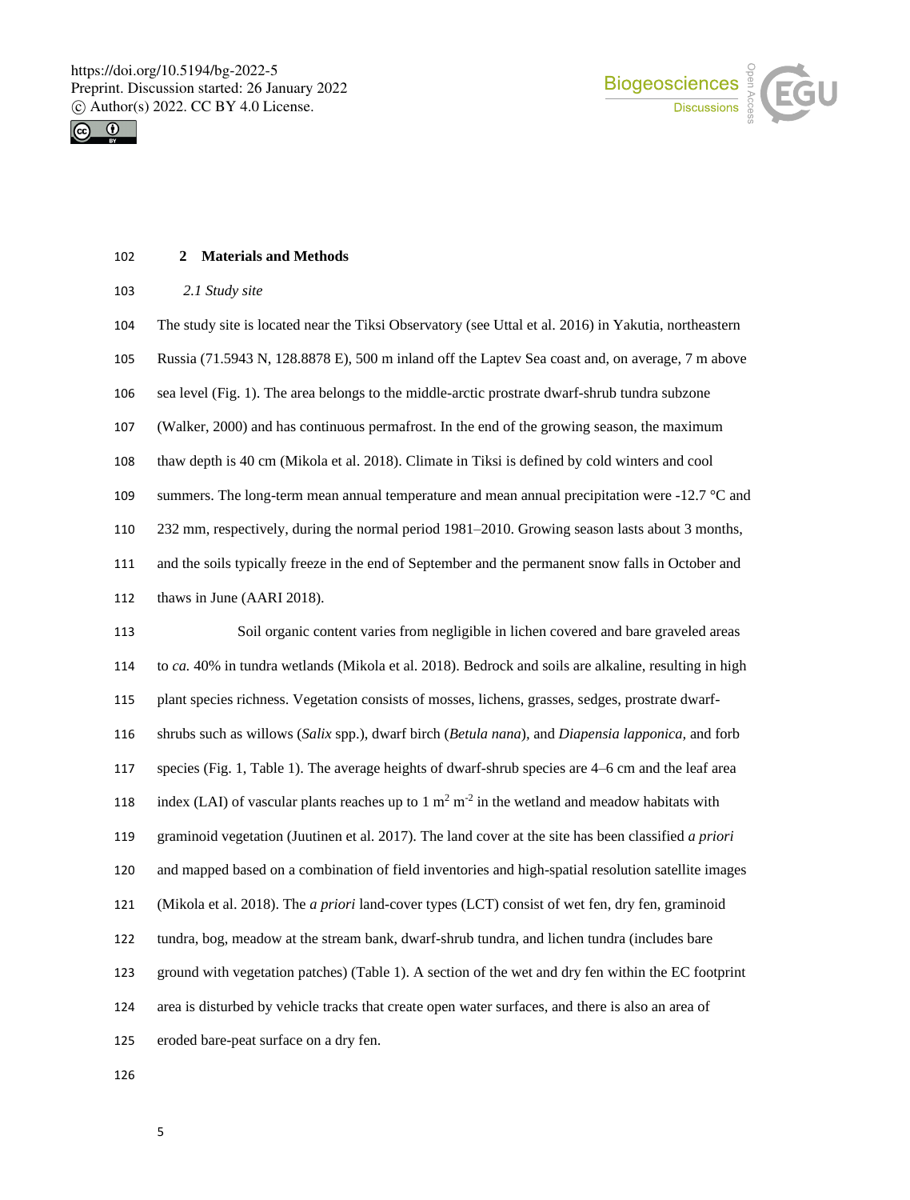## 2 Materials and Methods

### 2.1 Study site

The study site is located near the Tiksi Observatory (see Uttal et al. 2016) in Yakutia, northeastern Russia (71.5943 N, 128.8878 E), 500 m inland off the Laptev Sea coast and, on average, 7 m above sea level (Fig. 1). The area belongs to the middle-arctic prostrate dwarf-shrub tundra subzone (Walker, 2000) and has continuous permafrost. In the end of the growing season, the maximum thaw depth is 40 cm (Mikola et al. 2018). Climate in Tiksi is defined by cold winters and cool summers. The long-term mean annual temperature and mean annual precipitation were -12.7 °C and 232 mm, respectively, during the normal period 1981–2010. Growing season lasts about 3 months, and the soils typically freeze in the end of September and the permanent snow falls in October and thaws in June (AARI 2018).

Soil organic content varies from negligible in lichen covered and bare graveled areas to *ca.* 40% in tundra wetlands (Mikola et al. 2018). Bedrock and soils are alkaline, resulting in high plant species richness. Vegetation consists of mosses, lichens, grasses, sedges, prostrate dwarf-shrubs such as willows (*Salix* spp.), dwarf birch (*Betula nana*), and *Diapensia lapponica*, and forb species (Fig. 1, Table 1). The average heights of dwarf-shrub species are 4–6 cm and the leaf area index (LAI) of vascular plants reaches up to 1 $m^2$ $m^{-2}$ in the wetland and meadow habitats with graminoid vegetation (Juutinen et al. 2017). The land cover at the site has been classified *a priori* and mapped based on a combination of field inventories and high-spatial resolution satellite images (Mikola et al. 2018). The *a priori* land-cover types (LCT) consist of wet fen, dry fen, graminoid tundra, bog, meadow at the stream bank, dwarf-shrub tundra, and lichen tundra (includes bare ground with vegetation patches) (Table 1). A section of the wet and dry fen within the EC footprint area is disturbed by vehicle tracks that create open water surfaces, and there is also an area of eroded bare-peat surface on a dry fen.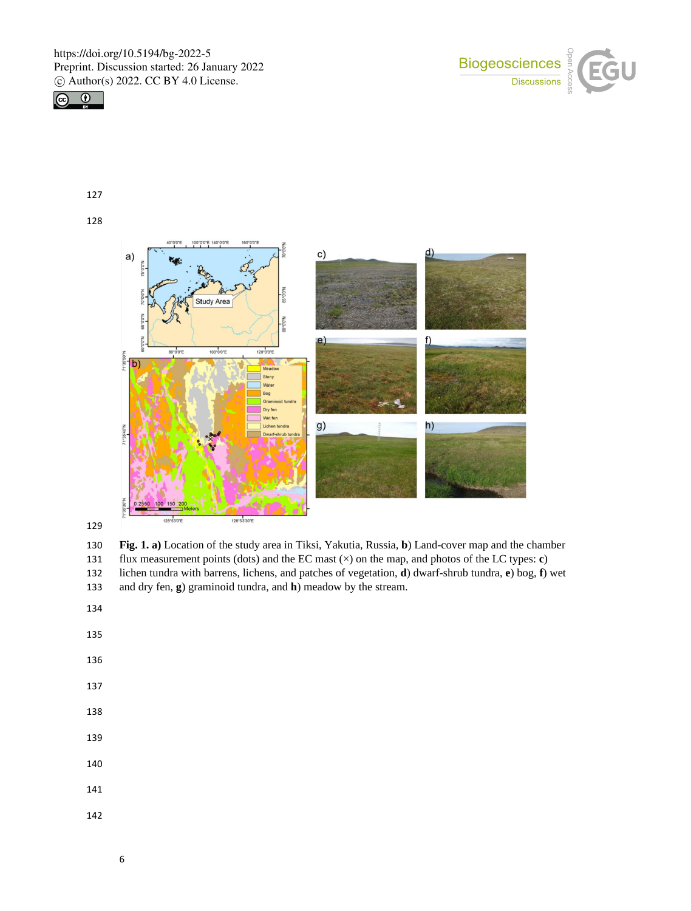**Fig. 1. a)** Location of the study area in Tiksi, Yakutia, Russia, **b**) Land-cover map and the chamber flux measurement points (dots) and the EC mast (×) on the map, and photos of the LC types: **c**) lichen tundra with barrens, lichens, and patches of vegetation, **d**) dwarf-shrub tundra, **e**) bog, **f**) wet and dry fen, **g**) graminoid tundra, and **h**) meadow by the stream.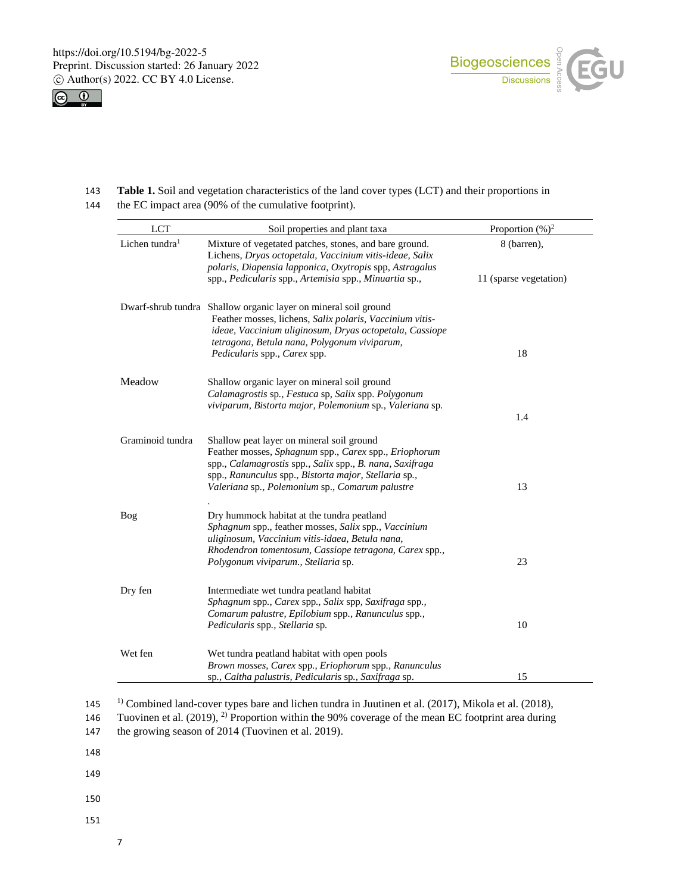**Table 1.** Soil and vegetation characteristics of the land cover types (LCT) and their proportions in the EC impact area (90% of the cumulative footprint).

| LCT | Soil properties and plant taxa | Proportion (%)[2] |
|---|---|---|
| Lichen tundra[1] | Mixture of vegetated patches, stones, and bare ground. Lichens, *Dryas octopetala*, *Vaccinium vitis-ideae*, *Salix polaris*, *Diapensia lapponica*, *Oxytropis* spp, *Astragalus* spp., *Pedicularis* spp., *Artemisia* spp., *Minuartia* sp., | 8 (barren), 11 (sparse vegetation) |
| Dwarf-shrub tundra | Shallow organic layer on mineral soil ground Feather mosses, lichens, *Salix polaris*, *Vaccinium vitis-ideae*, *Vaccinium uliginosum*, *Dryas octopetala*, *Cassiope tetragona*, *Betula nana*, *Polygonum viviparum*, *Pedicularis* spp., *Carex* spp. | 18 |
| Meadow | Shallow organic layer on mineral soil ground *Calamagrostis* sp., *Festuca* sp, *Salix* spp. *Polygonum viviparum*, *Bistorta major*, *Polemonium* sp., *Valeriana* sp. | 1.4 |
| Graminoid tundra | Shallow peat layer on mineral soil ground Feather mosses, *Sphagnum* spp., *Carex* spp., *Eriophorum* spp., *Calamagrostis* spp., *Salix* spp., *B. nana*, *Saxifraga* spp., *Ranunculus* spp., *Bistorta major*, *Stellaria* sp., *Valeriana* sp., *Polemonium* sp., *Comarum palustre* . | 13 |
| Bog | Dry hummock habitat at the tundra peatland *Sphagnum* spp., feather mosses, *Salix* spp., *Vaccinium uliginosum*, *Vaccinium vitis-idaea*, *Betula nana*, *Rhodendron tomentosum*, *Cassiope tetragona*, *Carex* spp., *Polygonum viviparum*., *Stellaria* sp. | 23 |
| Dry fen | Intermediate wet tundra peatland habitat *Sphagnum* spp., *Carex* spp., *Salix* spp, *Saxifraga* spp., *Comarum palustre*, *Epilobium* spp., *Ranunculus* spp., *Pedicularis* spp., *Stellaria* sp. | 10 |
| Wet fen | Wet tundra peatland habitat with open pools *Brown mosses*, *Carex* spp., *Eriophorum* spp., *Ranunculus* sp., *Caltha palustris*, *Pedicularis* sp., *Saxifraga* sp. | 15 |

[1)] Combined land-cover types bare and lichen tundra in Juutinen et al. (2017), Mikola et al. (2018), Tuovinen et al. (2019), [2)] Proportion within the 90% coverage of the mean EC footprint area during the growing season of 2014 (Tuovinen et al. 2019).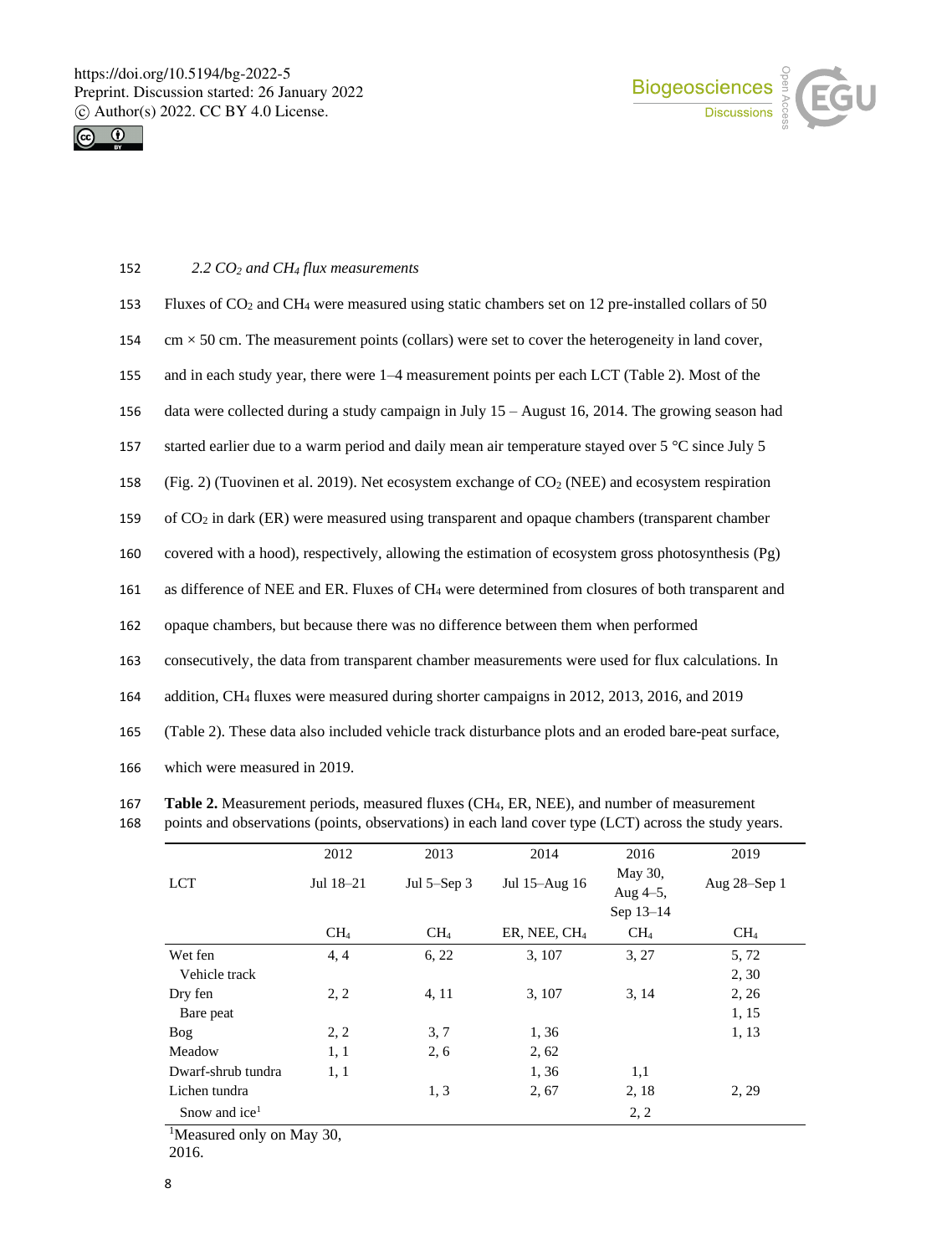### *2.2 $CO_2$ and $CH_4$ flux measurements*

Fluxes of $CO_2$ and $CH_4$ were measured using static chambers set on 12 pre-installed collars of 50 cm × 50 cm. The measurement points (collars) were set to cover the heterogeneity in land cover, and in each study year, there were 1–4 measurement points per each LCT (Table 2). Most of the data were collected during a study campaign in July 15 – August 16, 2014. The growing season had started earlier due to a warm period and daily mean air temperature stayed over 5 °C since July 5 (Fig. 2) (Tuovinen et al. 2019). Net ecosystem exchange of $CO_2$ (NEE) and ecosystem respiration of $CO_2$ in dark (ER) were measured using transparent and opaque chambers (transparent chamber covered with a hood), respectively, allowing the estimation of ecosystem gross photosynthesis (Pg) as difference of NEE and ER. Fluxes of $CH_4$ were determined from closures of both transparent and opaque chambers, but because there was no difference between them when performed consecutively, the data from transparent chamber measurements were used for flux calculations. In addition, $CH_4$ fluxes were measured during shorter campaigns in 2012, 2013, 2016, and 2019 (Table 2). These data also included vehicle track disturbance plots and an eroded bare-peat surface, which were measured in 2019.

**Table 2.** Measurement periods, measured fluxes ($CH_4$, ER, NEE), and number of measurement points and observations (points, observations) in each land cover type (LCT) across the study years.

| LCT | 2012 | 2013 | 2014 | 2016 | 2019 |
|---|---|---|---|---|---|
| | Jul 18–21 | Jul 5–Sep 3 | Jul 15–Aug 16 | May 30, Aug 4–5, Sep 13–14 | Aug 28–Sep 1 |
| | $CH_4$ | $CH_4$ | ER, NEE, $CH_4$ | $CH_4$ | $CH_4$ |
| Wet fen | 4, 4 | 6, 22 | 3, 107 | 3, 27 | 5, 72 |
| Vehicle track | | | | | 2, 30 |
| Dry fen | 2, 2 | 4, 11 | 3, 107 | 3, 14 | 2, 26 |
| Bare peat | | | | | 1, 15 |
| Bog | 2, 2 | 3, 7 | 1, 36 | | 1, 13 |
| Meadow | 1, 1 | 2, 6 | 2, 62 | | |
| Dwarf-shrub tundra | 1, 1 | | 1, 36 | 1,1 | |
| Lichen tundra | | 1, 3 | 2, 67 | 2, 18 | 2, 29 |
| Snow and ice[1] | | | | 2, 2 | |

[1]Measured only on May 30, 2016.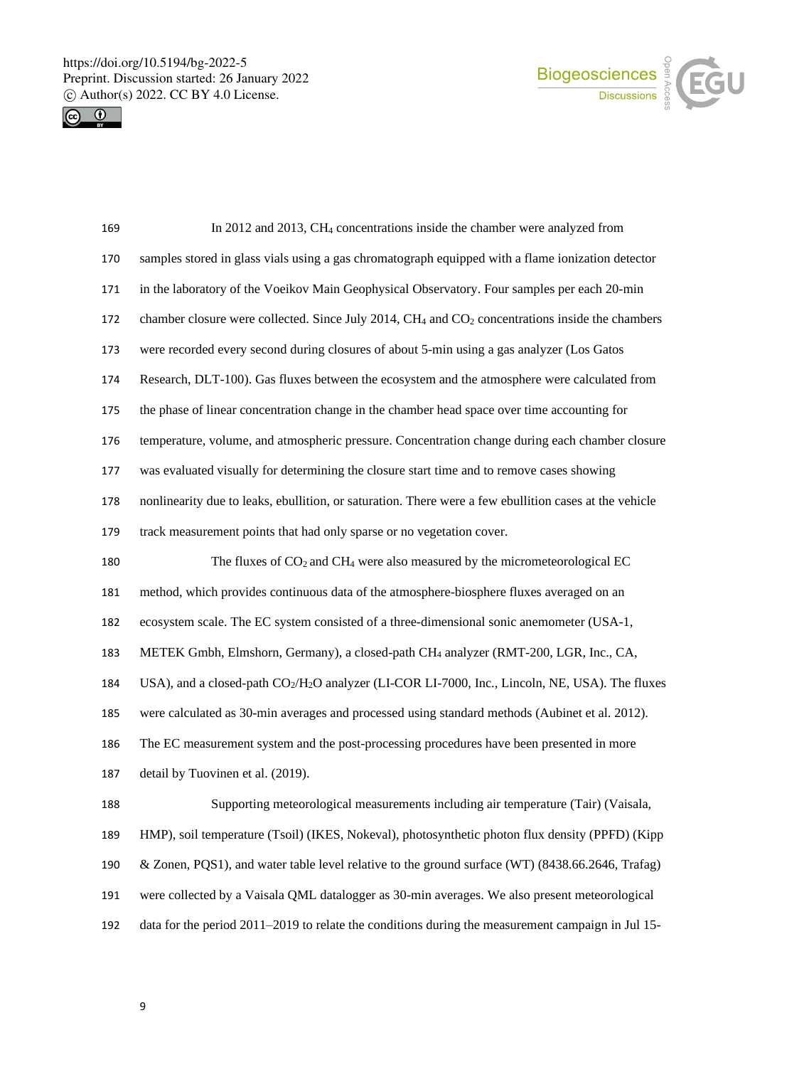In 2012 and 2013, $CH_4$ concentrations inside the chamber were analyzed from samples stored in glass vials using a gas chromatograph equipped with a flame ionization detector in the laboratory of the Voeikov Main Geophysical Observatory. Four samples per each 20-min chamber closure were collected. Since July 2014, $CH_4$ and $CO_2$ concentrations inside the chambers were recorded every second during closures of about 5-min using a gas analyzer (Los Gatos Research, DLT-100). Gas fluxes between the ecosystem and the atmosphere were calculated from the phase of linear concentration change in the chamber head space over time accounting for temperature, volume, and atmospheric pressure. Concentration change during each chamber closure was evaluated visually for determining the closure start time and to remove cases showing nonlinearity due to leaks, ebullition, or saturation. There were a few ebullition cases at the vehicle track measurement points that had only sparse or no vegetation cover.

The fluxes of $CO_2$ and $CH_4$ were also measured by the micrometeorological EC method, which provides continuous data of the atmosphere-biosphere fluxes averaged on an ecosystem scale. The EC system consisted of a three-dimensional sonic anemometer (USA-1, METEK Gmbh, Elmshorn, Germany), a closed-path $CH_4$ analyzer (RMT-200, LGR, Inc., CA, USA), and a closed-path $CO_2$/$H_2O$ analyzer (LI-COR LI-7000, Inc., Lincoln, NE, USA). The fluxes were calculated as 30-min averages and processed using standard methods (Aubinet et al. 2012). The EC measurement system and the post-processing procedures have been presented in more detail by Tuovinen et al. (2019).

Supporting meteorological measurements including air temperature (Tair) (Vaisala, HMP), soil temperature (Tsoil) (IKES, Nokeval), photosynthetic photon flux density (PPFD) (Kipp & Zonen, PQS1), and water table level relative to the ground surface (WT) (8438.66.2646, Trafag) were collected by a Vaisala QML datalogger as 30-min averages. We also present meteorological data for the period 2011–2019 to relate the conditions during the measurement campaign in Jul 15-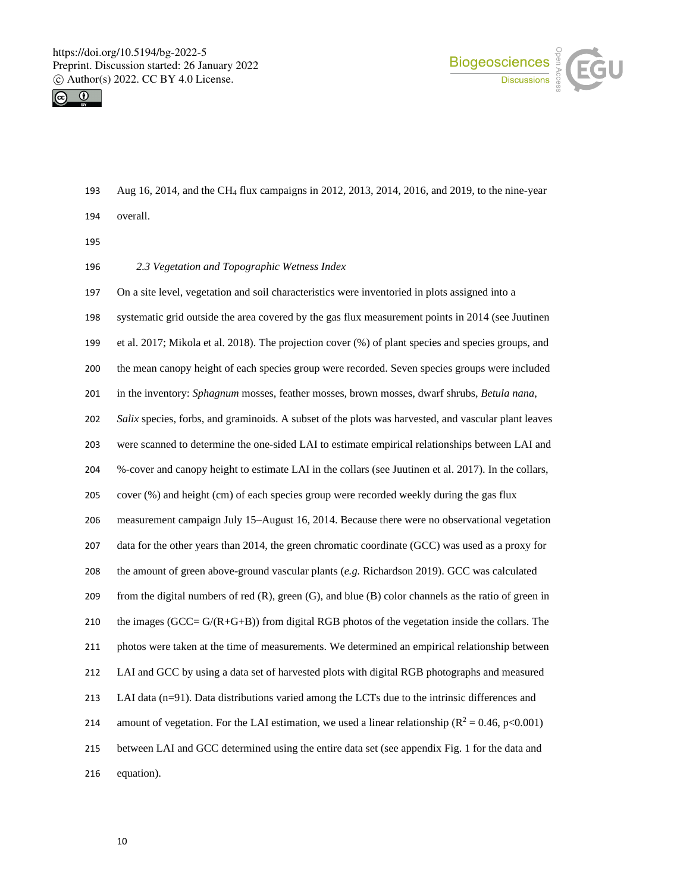Aug 16, 2014, and the $CH_4$ flux campaigns in 2012, 2013, 2014, 2016, and 2019, to the nine-year overall.

### *2.3 Vegetation and Topographic Wetness Index*

On a site level, vegetation and soil characteristics were inventoried in plots assigned into a systematic grid outside the area covered by the gas flux measurement points in 2014 (see Juutinen et al. 2017; Mikola et al. 2018). The projection cover (%) of plant species and species groups, and the mean canopy height of each species group were recorded. Seven species groups were included in the inventory: *Sphagnum* mosses, feather mosses, brown mosses, dwarf shrubs, *Betula nana*, *Salix* species, forbs, and graminoids. A subset of the plots was harvested, and vascular plant leaves were scanned to determine the one-sided LAI to estimate empirical relationships between LAI and %-cover and canopy height to estimate LAI in the collars (see Juutinen et al. 2017). In the collars, cover (%) and height (cm) of each species group were recorded weekly during the gas flux measurement campaign July 15–August 16, 2014. Because there were no observational vegetation data for the other years than 2014, the green chromatic coordinate (GCC) was used as a proxy for the amount of green above-ground vascular plants (*e.g.* Richardson 2019). GCC was calculated from the digital numbers of red (R), green (G), and blue (B) color channels as the ratio of green in the images (GCC= G/(R+G+B)) from digital RGB photos of the vegetation inside the collars. The photos were taken at the time of measurements. We determined an empirical relationship between LAI and GCC by using a data set of harvested plots with digital RGB photographs and measured LAI data (n=91). Data distributions varied among the LCTs due to the intrinsic differences and amount of vegetation. For the LAI estimation, we used a linear relationship ($R^2 = 0.46$, $p<0.001$) between LAI and GCC determined using the entire data set (see appendix Fig. 1 for the data and equation).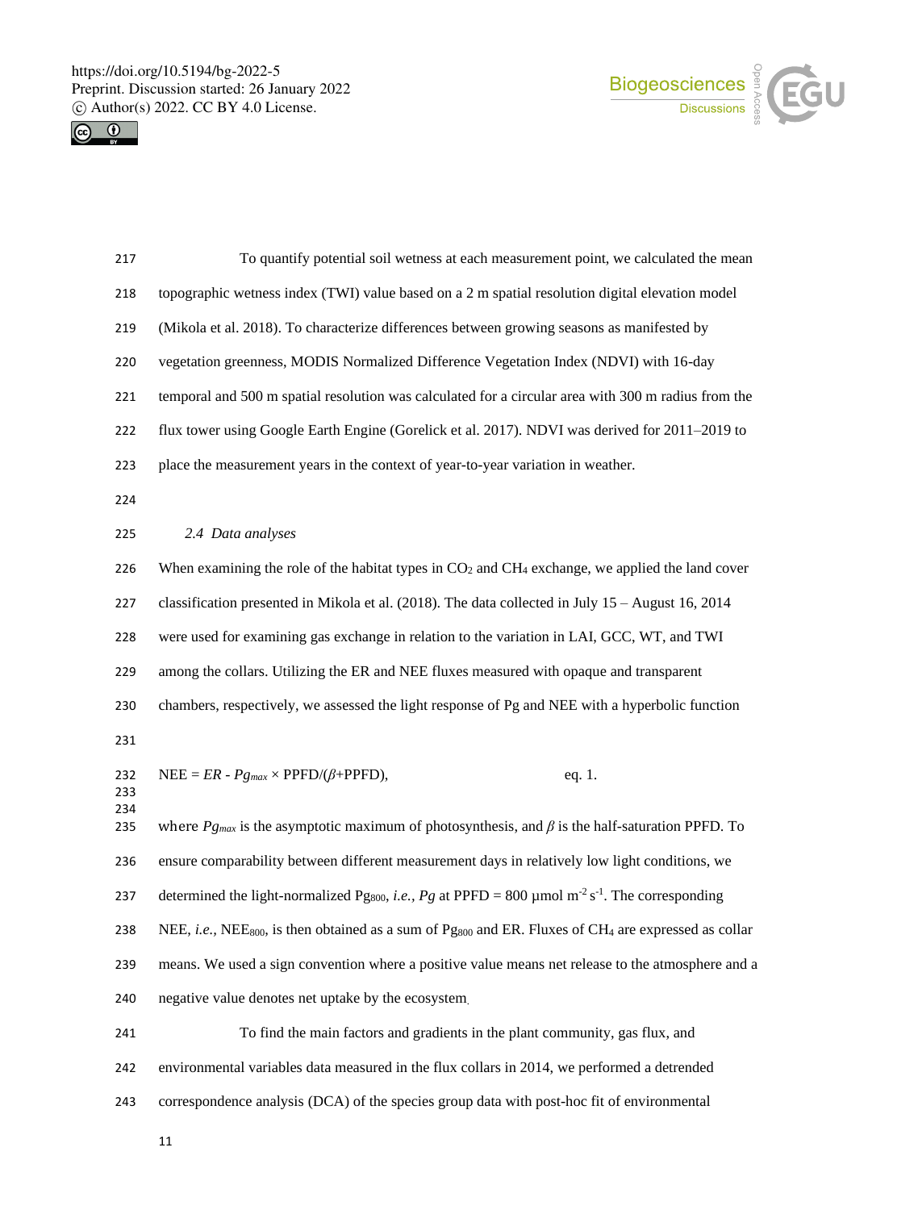To quantify potential soil wetness at each measurement point, we calculated the mean topographic wetness index (TWI) value based on a 2 m spatial resolution digital elevation model (Mikola et al. 2018). To characterize differences between growing seasons as manifested by vegetation greenness, MODIS Normalized Difference Vegetation Index (NDVI) with 16-day temporal and 500 m spatial resolution was calculated for a circular area with 300 m radius from the flux tower using Google Earth Engine (Gorelick et al. 2017). NDVI was derived for 2011–2019 to place the measurement years in the context of year-to-year variation in weather.

### *2.4 Data analyses*

When examining the role of the habitat types in $CO_2$ and $CH_4$ exchange, we applied the land cover classification presented in Mikola et al. (2018). The data collected in July 15 – August 16, 2014 were used for examining gas exchange in relation to the variation in LAI, GCC, WT, and TWI among the collars. Utilizing the ER and NEE fluxes measured with opaque and transparent chambers, respectively, we assessed the light response of Pg and NEE with a hyperbolic function

$$\text{NEE} = ER - Pg_{max} \times \text{PPFD}/(\beta + \text{PPFD}), \qquad \text{eq. 1.}$$

where $Pg_{max}$ is the asymptotic maximum of photosynthesis, and $\beta$ is the half-saturation PPFD. To ensure comparability between different measurement days in relatively low light conditions, we determined the light-normalized $Pg_{800}$, *i.e.*, $Pg$ at PPFD = 800 µmol m$^{-2}$ s$^{-1}$. The corresponding NEE, *i.e.*, $NEE_{800}$, is then obtained as a sum of $Pg_{800}$ and ER. Fluxes of $CH_4$ are expressed as collar means. We used a sign convention where a positive value means net release to the atmosphere and a negative value denotes net uptake by the ecosystem.

To find the main factors and gradients in the plant community, gas flux, and environmental variables data measured in the flux collars in 2014, we performed a detrended correspondence analysis (DCA) of the species group data with post-hoc fit of environmental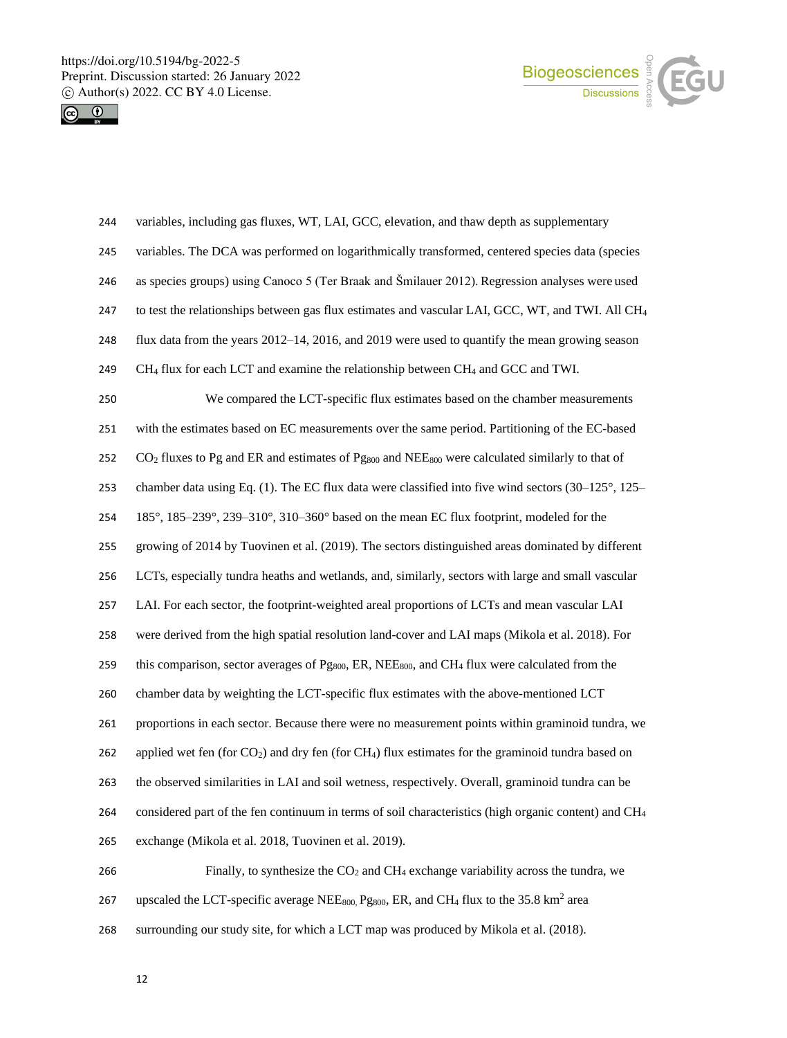variables, including gas fluxes, WT, LAI, GCC, elevation, and thaw depth as supplementary variables. The DCA was performed on logarithmically transformed, centered species data (species as species groups) using Canoco 5 (Ter Braak and Šmilauer 2012). Regression analyses were used to test the relationships between gas flux estimates and vascular LAI, GCC, WT, and TWI. All $CH_4$ flux data from the years 2012–14, 2016, and 2019 were used to quantify the mean growing season $CH_4$ flux for each LCT and examine the relationship between $CH_4$ and GCC and TWI.

We compared the LCT-specific flux estimates based on the chamber measurements with the estimates based on EC measurements over the same period. Partitioning of the EC-based $CO_2$ fluxes to Pg and ER and estimates of $Pg_{800}$ and $NEE_{800}$ were calculated similarly to that of chamber data using Eq. (1). The EC flux data were classified into five wind sectors (30–125°, 125–185°, 185–239°, 239–310°, 310–360° based on the mean EC flux footprint, modeled for the growing of 2014 by Tuovinen et al. (2019). The sectors distinguished areas dominated by different LCTs, especially tundra heaths and wetlands, and, similarly, sectors with large and small vascular LAI. For each sector, the footprint-weighted areal proportions of LCTs and mean vascular LAI were derived from the high spatial resolution land-cover and LAI maps (Mikola et al. 2018). For this comparison, sector averages of $Pg_{800}$, ER, $NEE_{800}$, and $CH_4$ flux were calculated from the chamber data by weighting the LCT-specific flux estimates with the above-mentioned LCT proportions in each sector. Because there were no measurement points within graminoid tundra, we applied wet fen (for $CO_2$) and dry fen (for $CH_4$) flux estimates for the graminoid tundra based on the observed similarities in LAI and soil wetness, respectively. Overall, graminoid tundra can be considered part of the fen continuum in terms of soil characteristics (high organic content) and $CH_4$ exchange (Mikola et al. 2018, Tuovinen et al. 2019).

Finally, to synthesize the $CO_2$ and $CH_4$ exchange variability across the tundra, we upscaled the LCT-specific average $NEE_{800}$, $Pg_{800}$, ER, and $CH_4$ flux to the 35.8 $km^2$ area surrounding our study site, for which a LCT map was produced by Mikola et al. (2018).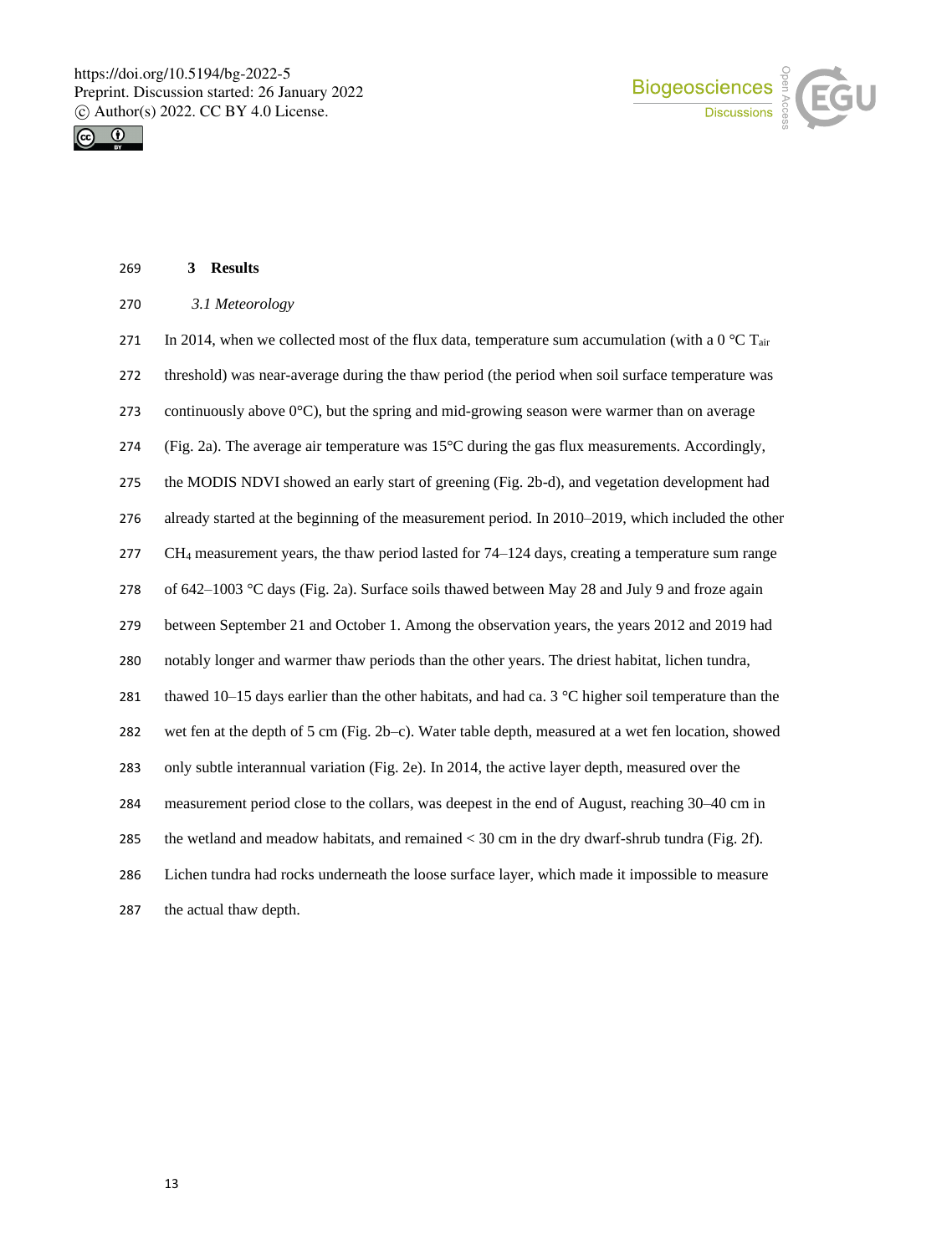# 3 Results

## *3.1 Meteorology*

In 2014, when we collected most of the flux data, temperature sum accumulation (with a 0 °C $T_{air}$ threshold) was near-average during the thaw period (the period when soil surface temperature was continuously above 0°C), but the spring and mid-growing season were warmer than on average (Fig. 2a). The average air temperature was 15°C during the gas flux measurements. Accordingly, the MODIS NDVI showed an early start of greening (Fig. 2b-d), and vegetation development had already started at the beginning of the measurement period. In 2010–2019, which included the other $CH_4$ measurement years, the thaw period lasted for 74–124 days, creating a temperature sum range of 642–1003 °C days (Fig. 2a). Surface soils thawed between May 28 and July 9 and froze again between September 21 and October 1. Among the observation years, the years 2012 and 2019 had notably longer and warmer thaw periods than the other years. The driest habitat, lichen tundra, thawed 10–15 days earlier than the other habitats, and had ca. 3 °C higher soil temperature than the wet fen at the depth of 5 cm (Fig. 2b–c). Water table depth, measured at a wet fen location, showed only subtle interannual variation (Fig. 2e). In 2014, the active layer depth, measured over the measurement period close to the collars, was deepest in the end of August, reaching 30–40 cm in the wetland and meadow habitats, and remained < 30 cm in the dry dwarf-shrub tundra (Fig. 2f). Lichen tundra had rocks underneath the loose surface layer, which made it impossible to measure the actual thaw depth.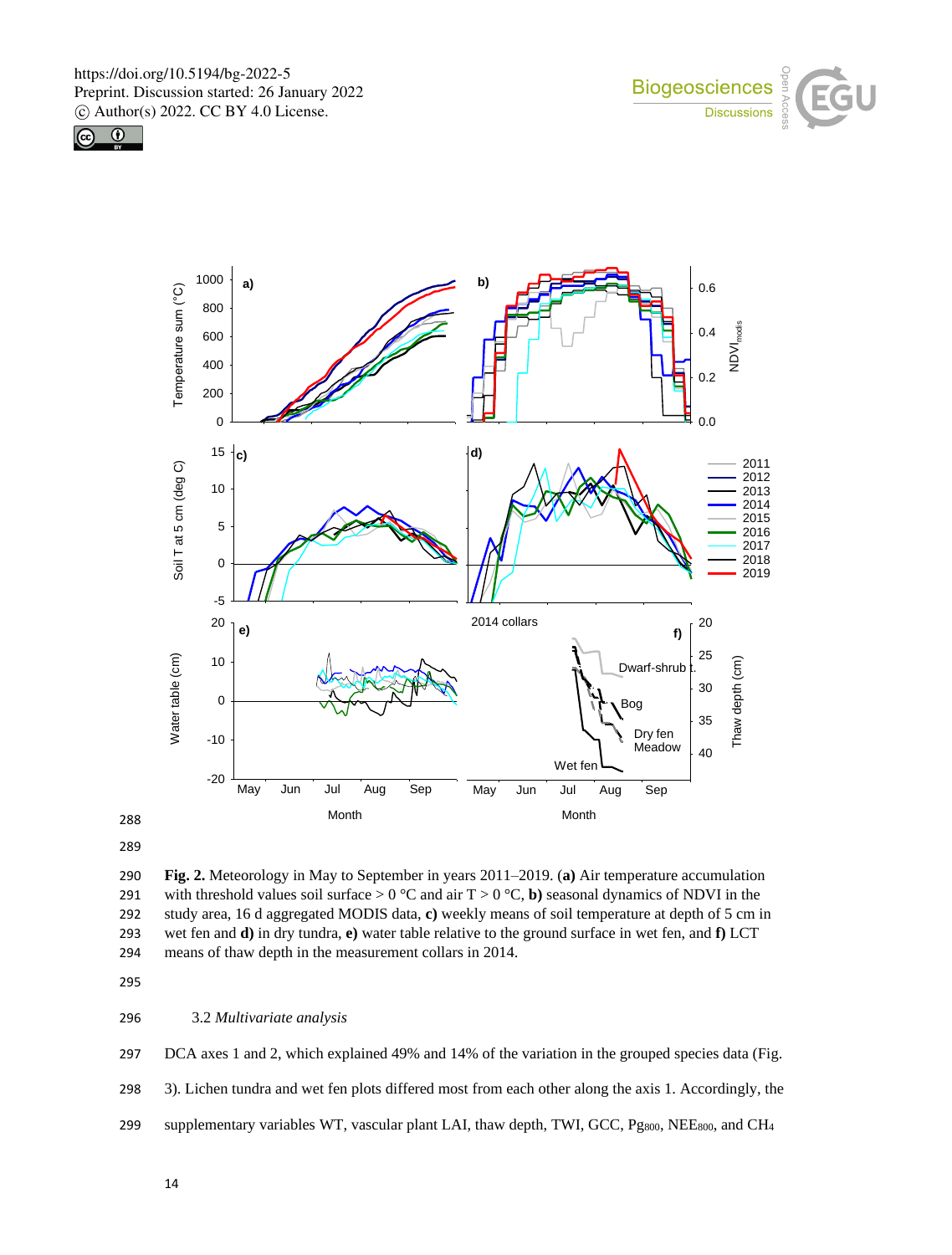**Fig. 2.** Meteorology in May to September in years 2011–2019. **(a)** Air temperature accumulation with threshold values soil surface > 0 °C and air T > 0 °C, **b)** seasonal dynamics of NDVI in the study area, 16 d aggregated MODIS data, **c)** weekly means of soil temperature at depth of 5 cm in wet fen and **d)** in dry tundra, **e)** water table relative to the ground surface in wet fen, and **f)** LCT means of thaw depth in the measurement collars in 2014.

## 3.2 *Multivariate analysis*

DCA axes 1 and 2, which explained 49% and 14% of the variation in the grouped species data (Fig. 3). Lichen tundra and wet fen plots differed most from each other along the axis 1. Accordingly, the supplementary variables WT, vascular plant LAI, thaw depth, TWI, GCC, $Pg_{800}$, $NEE_{800}$, and $CH_4$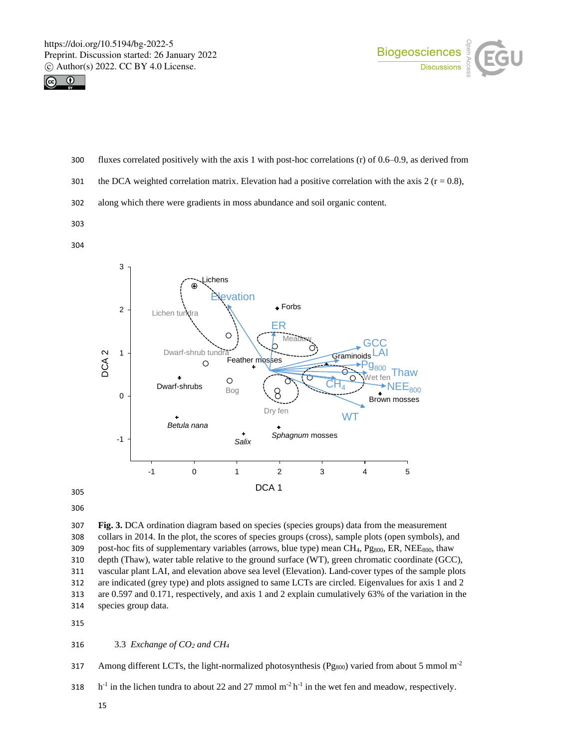fluxes correlated positively with the axis 1 with post-hoc correlations (r) of 0.6–0.9, as derived from the DCA weighted correlation matrix. Elevation had a positive correlation with the axis 2 (r = 0.8), along which there were gradients in moss abundance and soil organic content.

**Fig. 3.** DCA ordination diagram based on species (species groups) data from the measurement collars in 2014. In the plot, the scores of species groups (cross), sample plots (open symbols), and post-hoc fits of supplementary variables (arrows, blue type) mean $CH_4$, $Pg_{800}$, ER, $NEE_{800}$, thaw depth (Thaw), water table relative to the ground surface (WT), green chromatic coordinate (GCC), vascular plant LAI, and elevation above sea level (Elevation). Land-cover types of the sample plots are indicated (grey type) and plots assigned to same LCTs are circled. Eigenvalues for axis 1 and 2 are 0.597 and 0.171, respectively, and axis 1 and 2 explain cumulatively 63% of the variation in the species group data.

### 3.3 *Exchange of $CO_2$ and $CH_4$*

Among different LCTs, the light-normalized photosynthesis ($Pg_{800}$) varied from about 5 mmol $m^{-2}$ $h^{-1}$ in the lichen tundra to about 22 and 27 mmol $m^{-2}$ $h^{-1}$ in the wet fen and meadow, respectively.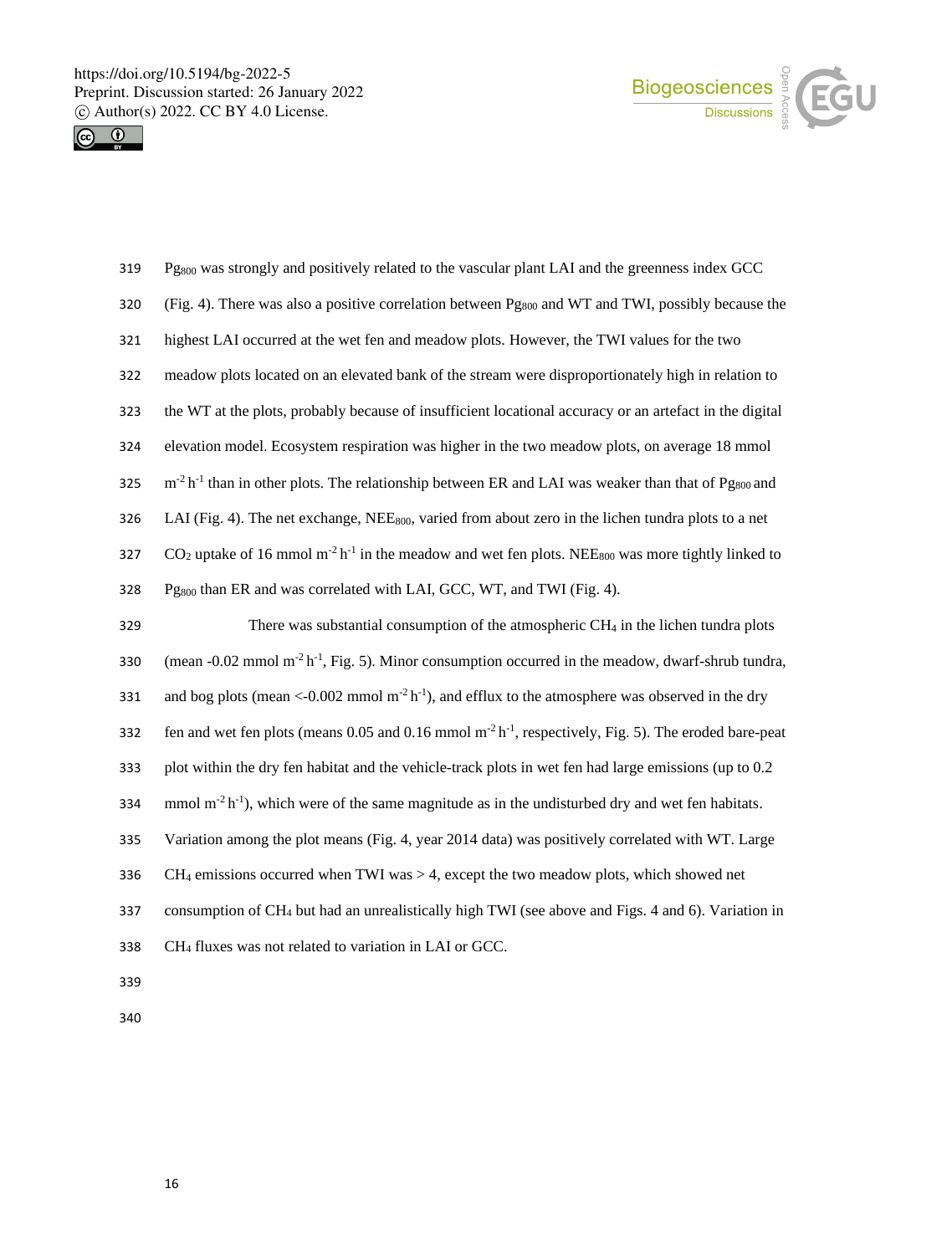$Pg_{800}$ was strongly and positively related to the vascular plant LAI and the greenness index GCC (Fig. 4). There was also a positive correlation between $Pg_{800}$ and WT and TWI, possibly because the highest LAI occurred at the wet fen and meadow plots. However, the TWI values for the two meadow plots located on an elevated bank of the stream were disproportionately high in relation to the WT at the plots, probably because of insufficient locational accuracy or an artefact in the digital elevation model. Ecosystem respiration was higher in the two meadow plots, on average 18 mmol $m^{-2}$ $h^{-1}$ than in other plots. The relationship between ER and LAI was weaker than that of $Pg_{800}$ and LAI (Fig. 4). The net exchange, $NEE_{800}$, varied from about zero in the lichen tundra plots to a net $CO_2$ uptake of 16 mmol $m^{-2}$ $h^{-1}$ in the meadow and wet fen plots. $NEE_{800}$ was more tightly linked to $Pg_{800}$ than ER and was correlated with LAI, GCC, WT, and TWI (Fig. 4).

There was substantial consumption of the atmospheric $CH_4$ in the lichen tundra plots (mean -0.02 mmol $m^{-2}$ $h^{-1}$, Fig. 5). Minor consumption occurred in the meadow, dwarf-shrub tundra, and bog plots (mean <-0.002 mmol $m^{-2}$ $h^{-1}$), and efflux to the atmosphere was observed in the dry fen and wet fen plots (means 0.05 and 0.16 mmol $m^{-2}$ $h^{-1}$, respectively, Fig. 5). The eroded bare-peat plot within the dry fen habitat and the vehicle-track plots in wet fen had large emissions (up to 0.2 mmol $m^{-2}$ $h^{-1}$), which were of the same magnitude as in the undisturbed dry and wet fen habitats. Variation among the plot means (Fig. 4, year 2014 data) was positively correlated with WT. Large $CH_4$ emissions occurred when TWI was > 4, except the two meadow plots, which showed net consumption of $CH_4$ but had an unrealistically high TWI (see above and Figs. 4 and 6). Variation in $CH_4$ fluxes was not related to variation in LAI or GCC.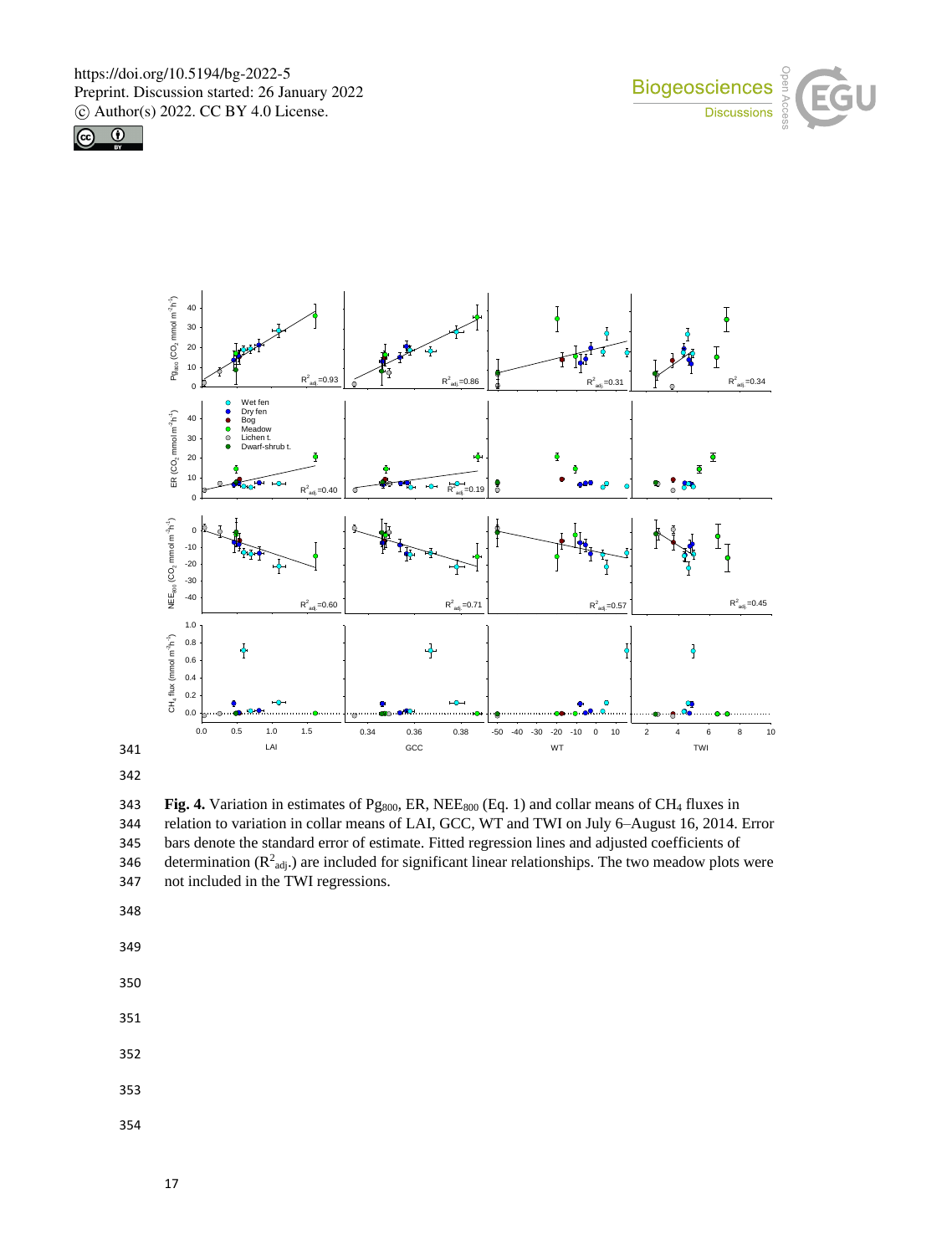**Fig. 4.** Variation in estimates of $Pg_{800}$, ER, $NEE_{800}$ (Eq. 1) and collar means of $CH_4$ fluxes in relation to variation in collar means of LAI, GCC, WT and TWI on July 6–August 16, 2014. Error bars denote the standard error of estimate. Fitted regression lines and adjusted coefficients of determination ($R^2_{adj.}$) are included for significant linear relationships. The two meadow plots were not included in the TWI regressions.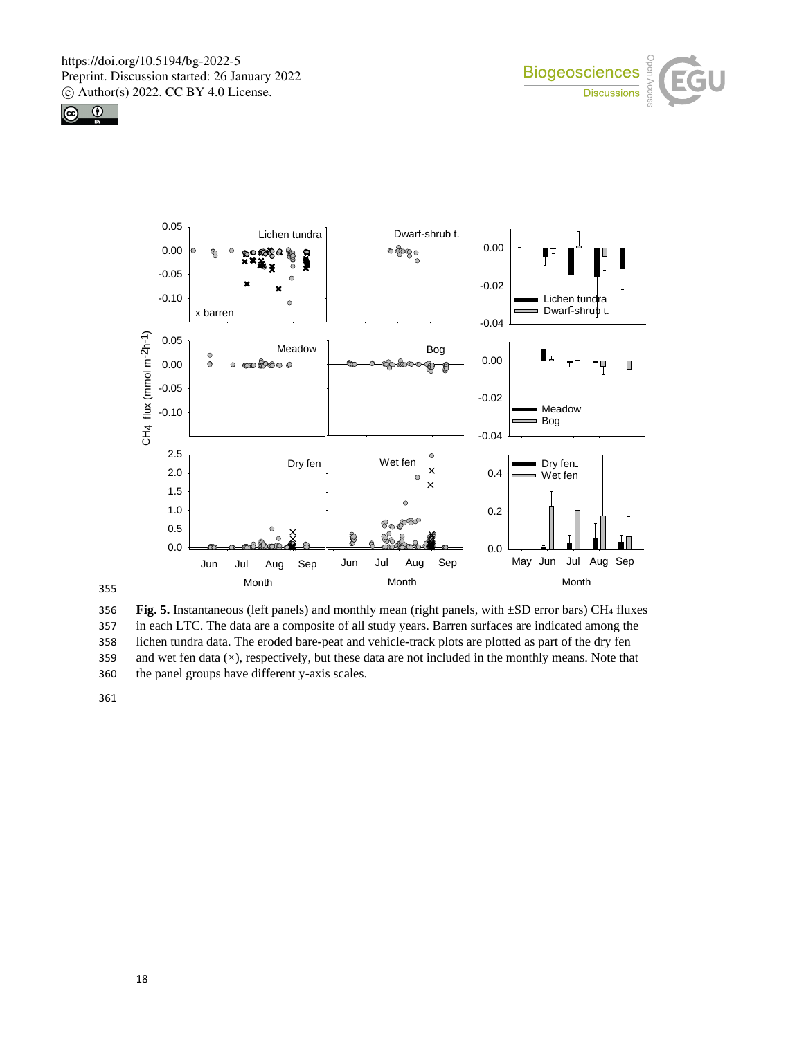**Fig. 5.** Instantaneous (left panels) and monthly mean (right panels, with ±SD error bars) $CH_4$ fluxes in each LTC. The data are a composite of all study years. Barren surfaces are indicated among the lichen tundra data. The eroded bare-peat and vehicle-track plots are plotted as part of the dry fen and wet fen data (×), respectively, but these data are not included in the monthly means. Note that the panel groups have different y-axis scales.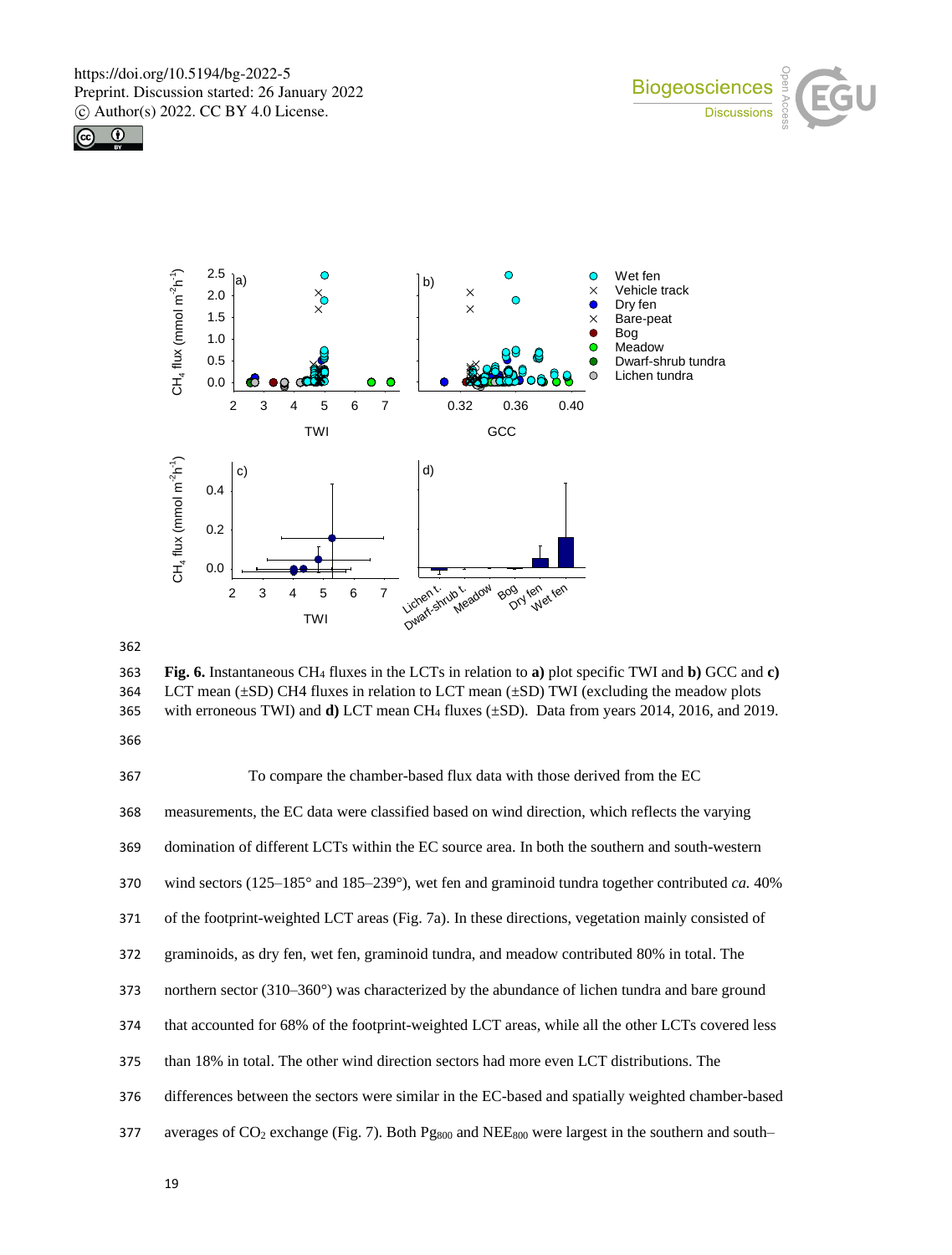Fig. 6. Instantaneous $CH_4$ fluxes in the LCTs in relation to **a)** plot specific TWI and **b)** GCC and **c)** LCT mean (±SD) CH4 fluxes in relation to LCT mean (±SD) TWI (excluding the meadow plots with erroneous TWI) and **d)** LCT mean $CH_4$ fluxes (±SD). Data from years 2014, 2016, and 2019.

To compare the chamber-based flux data with those derived from the EC measurements, the EC data were classified based on wind direction, which reflects the varying domination of different LCTs within the EC source area. In both the southern and south-western wind sectors (125–185° and 185–239°), wet fen and graminoid tundra together contributed *ca.* 40% of the footprint-weighted LCT areas (Fig. 7a). In these directions, vegetation mainly consisted of graminoids, as dry fen, wet fen, graminoid tundra, and meadow contributed 80% in total. The northern sector (310–360°) was characterized by the abundance of lichen tundra and bare ground that accounted for 68% of the footprint-weighted LCT areas, while all the other LCTs covered less than 18% in total. The other wind direction sectors had more even LCT distributions. The differences between the sectors were similar in the EC-based and spatially weighted chamber-based averages of $CO_2$ exchange (Fig. 7). Both $Pg_{800}$ and $NEE_{800}$ were largest in the southern and south–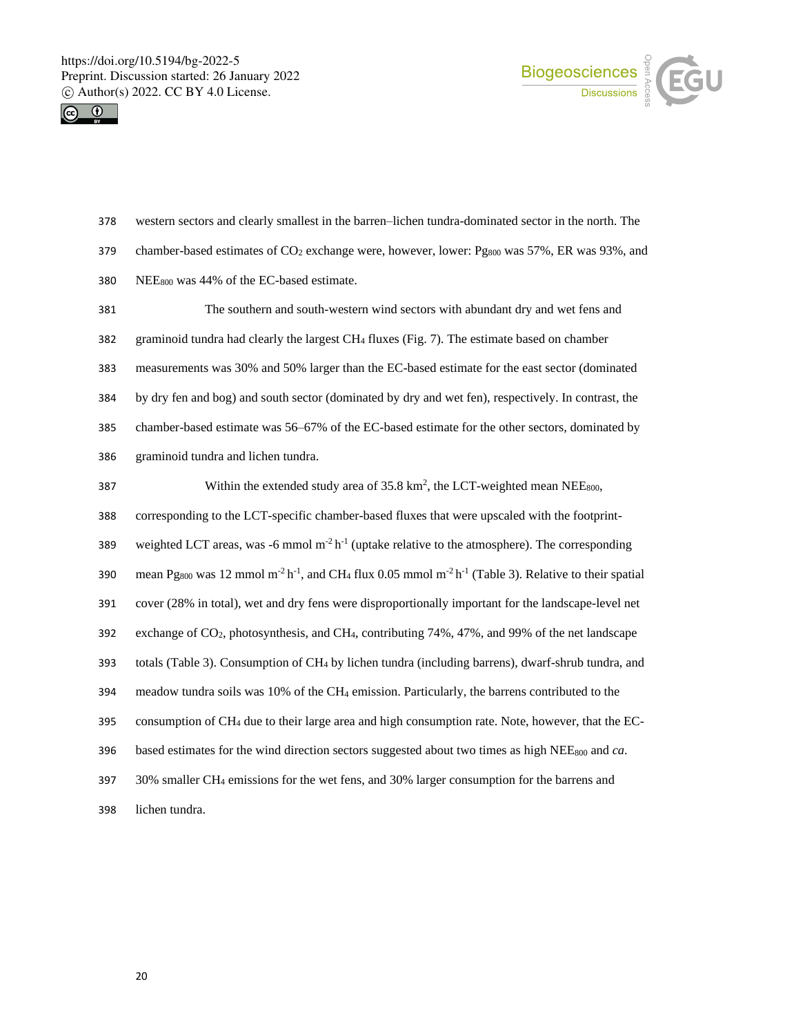western sectors and clearly smallest in the barren–lichen tundra-dominated sector in the north. The chamber-based estimates of $CO_2$ exchange were, however, lower: $Pg_{800}$ was 57%, ER was 93%, and $NEE_{800}$ was 44% of the EC-based estimate.

The southern and south-western wind sectors with abundant dry and wet fens and graminoid tundra had clearly the largest $CH_4$ fluxes (Fig. 7). The estimate based on chamber measurements was 30% and 50% larger than the EC-based estimate for the east sector (dominated by dry fen and bog) and south sector (dominated by dry and wet fen), respectively. In contrast, the chamber-based estimate was 56–67% of the EC-based estimate for the other sectors, dominated by graminoid tundra and lichen tundra.

Within the extended study area of 35.8 $km^2$, the LCT-weighted mean $NEE_{800}$, corresponding to the LCT-specific chamber-based fluxes that were upscaled with the footprint-weighted LCT areas, was -6 mmol $m^{-2}$ $h^{-1}$ (uptake relative to the atmosphere). The corresponding mean $Pg_{800}$ was 12 mmol $m^{-2}$ $h^{-1}$, and $CH_4$ flux 0.05 mmol $m^{-2}$ $h^{-1}$ (Table 3). Relative to their spatial cover (28% in total), wet and dry fens were disproportionally important for the landscape-level net exchange of $CO_2$, photosynthesis, and $CH_4$, contributing 74%, 47%, and 99% of the net landscape totals (Table 3). Consumption of $CH_4$ by lichen tundra (including barrens), dwarf-shrub tundra, and meadow tundra soils was 10% of the $CH_4$ emission. Particularly, the barrens contributed to the consumption of $CH_4$ due to their large area and high consumption rate. Note, however, that the EC-based estimates for the wind direction sectors suggested about two times as high $NEE_{800}$ and *ca.* 30% smaller $CH_4$ emissions for the wet fens, and 30% larger consumption for the barrens and lichen tundra.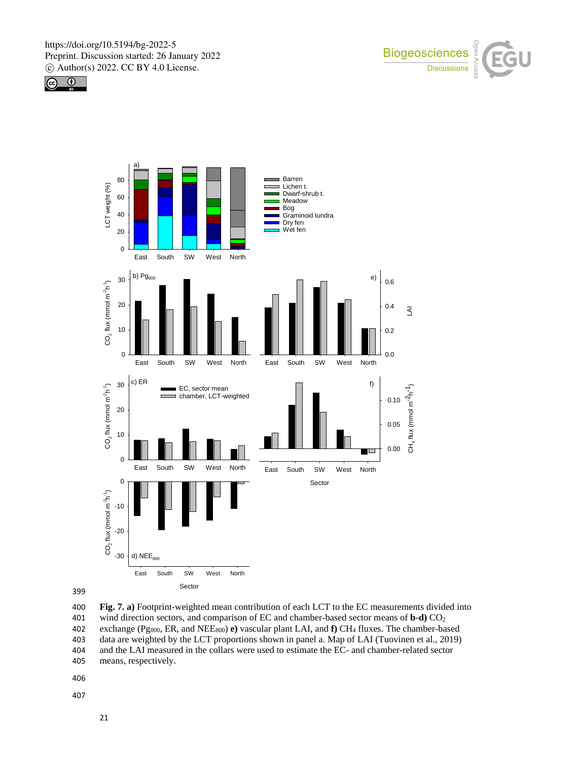**Fig. 7. a)** Footprint-weighted mean contribution of each LCT to the EC measurements divided into wind direction sectors, and comparison of EC and chamber-based sector means of **b-d)** $CO_2$ exchange ($Pg_{800}$, ER, and $NEE_{800}$) **e)** vascular plant LAI, and **f)** $CH_4$ fluxes. The chamber-based data are weighted by the LCT proportions shown in panel a. Map of LAI (Tuovinen et al., 2019) and the LAI measured in the collars were used to estimate the EC- and chamber-related sector means, respectively.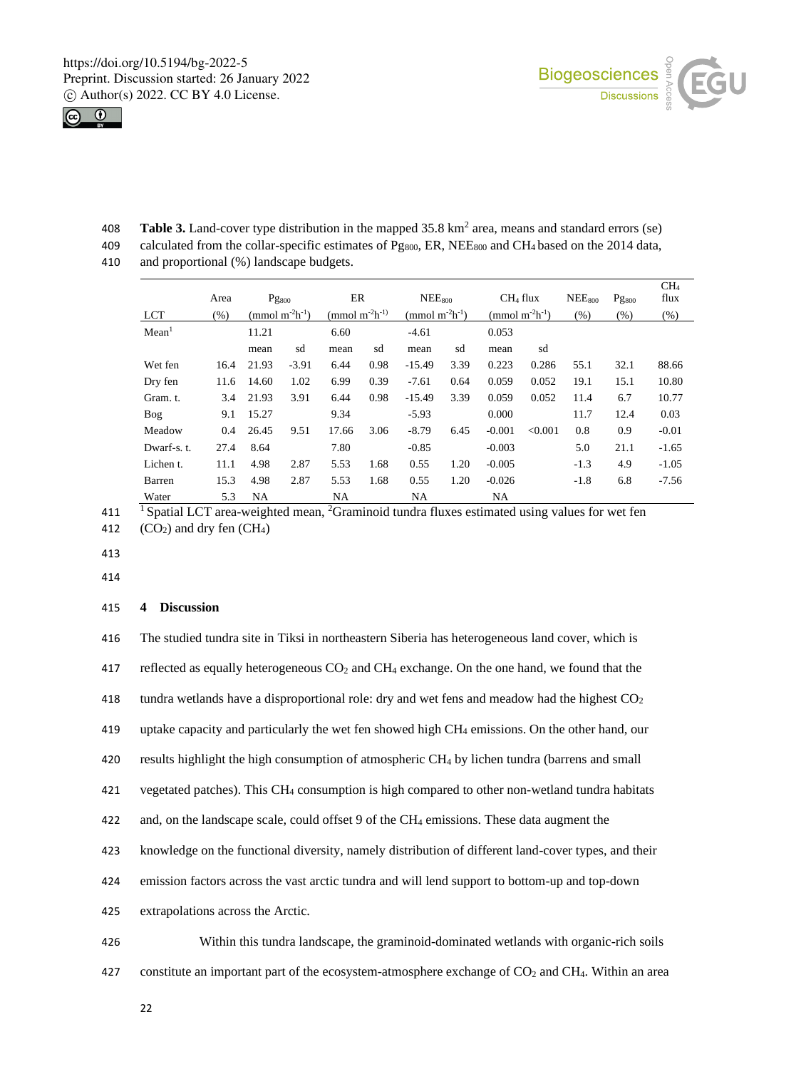**Table 3.** Land-cover type distribution in the mapped 35.8 km$^2$ area, means and standard errors (se) calculated from the collar-specific estimates of $Pg_{800}$, ER, $NEE_{800}$ and $CH_4$ based on the 2014 data, and proportional (%) landscape budgets.

| LCT | Area (%) | $Pg_{800}$ (mmol m$^{-2}$h$^{-1}$) | | ER (mmol m$^{-2}$h$^{-1}$) | | $NEE_{800}$ (mmol m$^{-2}$h$^{-1}$) | | $CH_4$ flux (mmol m$^{-2}$h$^{-1}$) | | $NEE_{800}$ (%) | $Pg_{800}$ (%) | $CH_4$ flux (%) |
|---|---|---|---|---|---|---|---|---|---|---|---|---|
| Mean[1] | | 11.21 | | 6.60 | | -4.61 | | 0.053 | | | | |
| | | mean | sd | mean | sd | mean | sd | mean | sd | | | |
| Wet fen | 16.4 | 21.93 | -3.91 | 6.44 | 0.98 | -15.49 | 3.39 | 0.223 | 0.286 | 55.1 | 32.1 | 88.66 |
| Dry fen | 11.6 | 14.60 | 1.02 | 6.99 | 0.39 | -7.61 | 0.64 | 0.059 | 0.052 | 19.1 | 15.1 | 10.80 |
| Gram. t. | 3.4 | 21.93 | 3.91 | 6.44 | 0.98 | -15.49 | 3.39 | 0.059 | 0.052 | 11.4 | 6.7 | 10.77 |
| Bog | 9.1 | 15.27 | | 9.34 | | -5.93 | | 0.000 | | 11.7 | 12.4 | 0.03 |
| Meadow | 0.4 | 26.45 | 9.51 | 17.66 | 3.06 | -8.79 | 6.45 | -0.001 | <0.001 | 0.8 | 0.9 | -0.01 |
| Dwarf-s. t. | 27.4 | 8.64 | | 7.80 | | -0.85 | | -0.003 | | 5.0 | 21.1 | -1.65 |
| Lichen t. | 11.1 | 4.98 | 2.87 | 5.53 | 1.68 | 0.55 | 1.20 | -0.005 | | -1.3 | 4.9 | -1.05 |
| Barren | 15.3 | 4.98 | 2.87 | 5.53 | 1.68 | 0.55 | 1.20 | -0.026 | | -1.8 | 6.8 | -7.56 |
| Water | 5.3 | NA | | NA | | NA | | NA | | | | |

[1] Spatial LCT area-weighted mean, [2]Graminoid tundra fluxes estimated using values for wet fen ($CO_2$) and dry fen ($CH_4$)

## 4 Discussion

The studied tundra site in Tiksi in northeastern Siberia has heterogeneous land cover, which is reflected as equally heterogeneous $CO_2$ and $CH_4$ exchange. On the one hand, we found that the tundra wetlands have a disproportional role: dry and wet fens and meadow had the highest $CO_2$ uptake capacity and particularly the wet fen showed high $CH_4$ emissions. On the other hand, our results highlight the high consumption of atmospheric $CH_4$ by lichen tundra (barrens and small vegetated patches). This $CH_4$ consumption is high compared to other non-wetland tundra habitats and, on the landscape scale, could offset 9 of the $CH_4$ emissions. These data augment the knowledge on the functional diversity, namely distribution of different land-cover types, and their emission factors across the vast arctic tundra and will lend support to bottom-up and top-down extrapolations across the Arctic.

Within this tundra landscape, the graminoid-dominated wetlands with organic-rich soils constitute an important part of the ecosystem-atmosphere exchange of $CO_2$ and $CH_4$. Within an area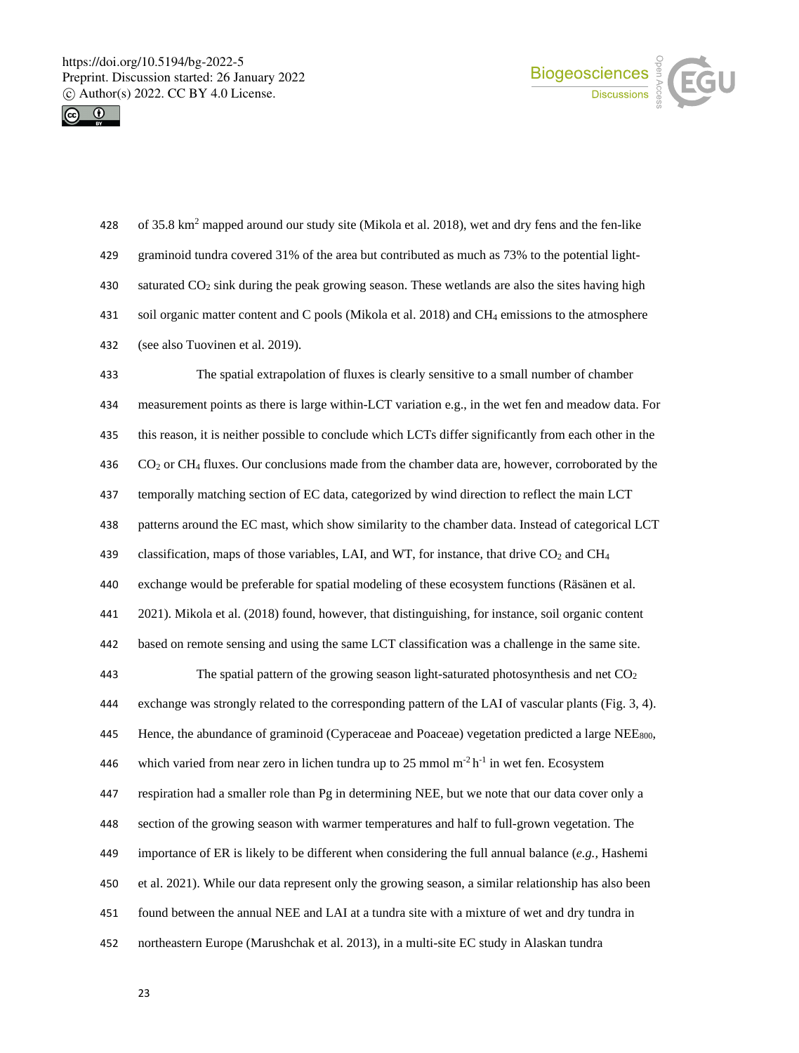of 35.8 $km^2$ mapped around our study site (Mikola et al. 2018), wet and dry fens and the fen-like graminoid tundra covered 31% of the area but contributed as much as 73% to the potential light-saturated $CO_2$ sink during the peak growing season. These wetlands are also the sites having high soil organic matter content and C pools (Mikola et al. 2018) and $CH_4$ emissions to the atmosphere (see also Tuovinen et al. 2019).

The spatial extrapolation of fluxes is clearly sensitive to a small number of chamber measurement points as there is large within-LCT variation e.g., in the wet fen and meadow data. For this reason, it is neither possible to conclude which LCTs differ significantly from each other in the $CO_2$ or $CH_4$ fluxes. Our conclusions made from the chamber data are, however, corroborated by the temporally matching section of EC data, categorized by wind direction to reflect the main LCT patterns around the EC mast, which show similarity to the chamber data. Instead of categorical LCT classification, maps of those variables, LAI, and WT, for instance, that drive $CO_2$ and $CH_4$ exchange would be preferable for spatial modeling of these ecosystem functions (Räsänen et al. 2021). Mikola et al. (2018) found, however, that distinguishing, for instance, soil organic content based on remote sensing and using the same LCT classification was a challenge in the same site.

The spatial pattern of the growing season light-saturated photosynthesis and net $CO_2$ exchange was strongly related to the corresponding pattern of the LAI of vascular plants (Fig. 3, 4). Hence, the abundance of graminoid (Cyperaceae and Poaceae) vegetation predicted a large $NEE_{800}$, which varied from near zero in lichen tundra up to 25 mmol $m^{-2}$ $h^{-1}$ in wet fen. Ecosystem respiration had a smaller role than Pg in determining NEE, but we note that our data cover only a section of the growing season with warmer temperatures and half to full-grown vegetation. The importance of ER is likely to be different when considering the full annual balance (*e.g.*, Hashemi et al. 2021). While our data represent only the growing season, a similar relationship has also been found between the annual NEE and LAI at a tundra site with a mixture of wet and dry tundra in northeastern Europe (Marushchak et al. 2013), in a multi-site EC study in Alaskan tundra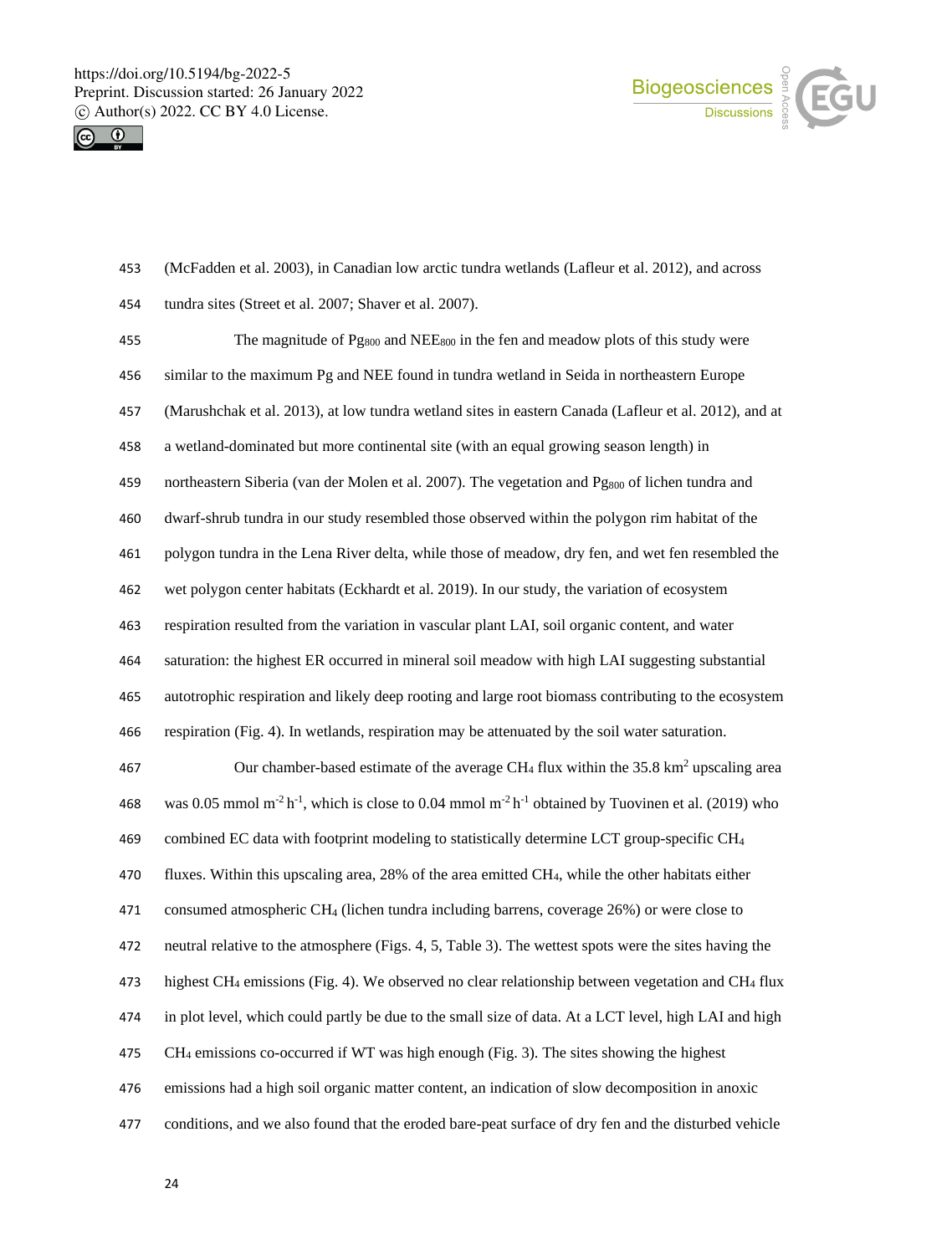(McFadden et al. 2003), in Canadian low arctic tundra wetlands (Lafleur et al. 2012), and across tundra sites (Street et al. 2007; Shaver et al. 2007).

The magnitude of $Pg_{800}$ and $NEE_{800}$ in the fen and meadow plots of this study were similar to the maximum Pg and NEE found in tundra wetland in Seida in northeastern Europe (Marushchak et al. 2013), at low tundra wetland sites in eastern Canada (Lafleur et al. 2012), and at a wetland-dominated but more continental site (with an equal growing season length) in northeastern Siberia (van der Molen et al. 2007). The vegetation and $Pg_{800}$ of lichen tundra and dwarf-shrub tundra in our study resembled those observed within the polygon rim habitat of the polygon tundra in the Lena River delta, while those of meadow, dry fen, and wet fen resembled the wet polygon center habitats (Eckhardt et al. 2019). In our study, the variation of ecosystem respiration resulted from the variation in vascular plant LAI, soil organic content, and water saturation: the highest ER occurred in mineral soil meadow with high LAI suggesting substantial autotrophic respiration and likely deep rooting and large root biomass contributing to the ecosystem respiration (Fig. 4). In wetlands, respiration may be attenuated by the soil water saturation.

Our chamber-based estimate of the average $CH_4$ flux within the 35.8 $km^2$ upscaling area was 0.05 mmol $m^{-2}\,h^{-1}$, which is close to 0.04 mmol $m^{-2}\,h^{-1}$ obtained by Tuovinen et al. (2019) who combined EC data with footprint modeling to statistically determine LCT group-specific $CH_4$ fluxes. Within this upscaling area, 28% of the area emitted $CH_4$, while the other habitats either consumed atmospheric $CH_4$ (lichen tundra including barrens, coverage 26%) or were close to neutral relative to the atmosphere (Figs. 4, 5, Table 3). The wettest spots were the sites having the highest $CH_4$ emissions (Fig. 4). We observed no clear relationship between vegetation and $CH_4$ flux in plot level, which could partly be due to the small size of data. At a LCT level, high LAI and high $CH_4$ emissions co-occurred if WT was high enough (Fig. 3). The sites showing the highest emissions had a high soil organic matter content, an indication of slow decomposition in anoxic conditions, and we also found that the eroded bare-peat surface of dry fen and the disturbed vehicle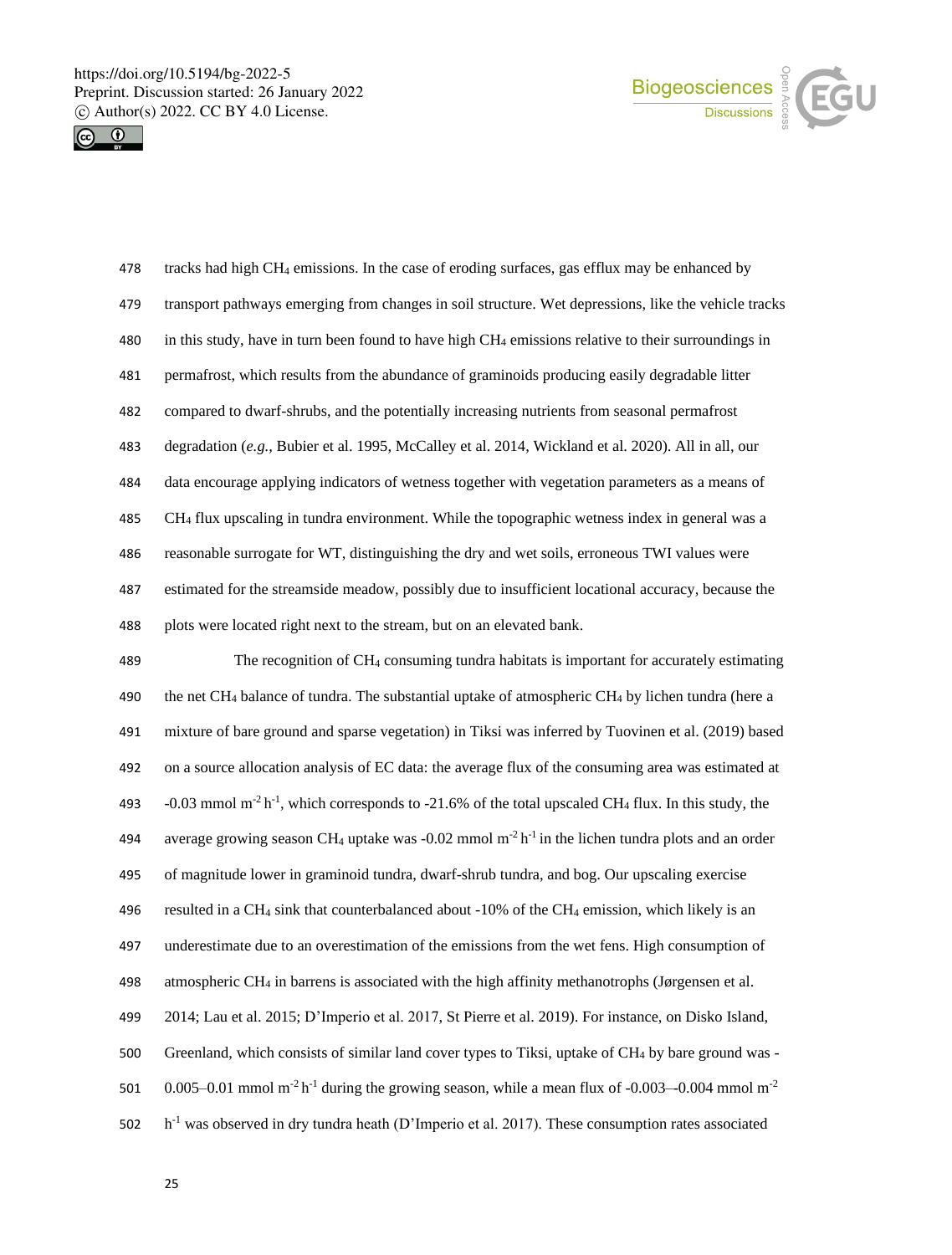tracks had high $CH_4$ emissions. In the case of eroding surfaces, gas efflux may be enhanced by transport pathways emerging from changes in soil structure. Wet depressions, like the vehicle tracks in this study, have in turn been found to have high $CH_4$ emissions relative to their surroundings in permafrost, which results from the abundance of graminoids producing easily degradable litter compared to dwarf-shrubs, and the potentially increasing nutrients from seasonal permafrost degradation (*e.g.,* Bubier et al. 1995, McCalley et al. 2014, Wickland et al. 2020). All in all, our data encourage applying indicators of wetness together with vegetation parameters as a means of $CH_4$ flux upscaling in tundra environment. While the topographic wetness index in general was a reasonable surrogate for WT, distinguishing the dry and wet soils, erroneous TWI values were estimated for the streamside meadow, possibly due to insufficient locational accuracy, because the plots were located right next to the stream, but on an elevated bank.

The recognition of $CH_4$ consuming tundra habitats is important for accurately estimating the net $CH_4$ balance of tundra. The substantial uptake of atmospheric $CH_4$ by lichen tundra (here a mixture of bare ground and sparse vegetation) in Tiksi was inferred by Tuovinen et al. (2019) based on a source allocation analysis of EC data: the average flux of the consuming area was estimated at -0.03 mmol $m^{-2}$ $h^{-1}$, which corresponds to -21.6% of the total upscaled $CH_4$ flux. In this study, the average growing season $CH_4$ uptake was -0.02 mmol $m^{-2}$ $h^{-1}$ in the lichen tundra plots and an order of magnitude lower in graminoid tundra, dwarf-shrub tundra, and bog. Our upscaling exercise resulted in a $CH_4$ sink that counterbalanced about -10% of the $CH_4$ emission, which likely is an underestimate due to an overestimation of the emissions from the wet fens. High consumption of atmospheric $CH_4$ in barrens is associated with the high affinity methanotrophs (Jørgensen et al. 2014; Lau et al. 2015; D'Imperio et al. 2017, St Pierre et al. 2019). For instance, on Disko Island, Greenland, which consists of similar land cover types to Tiksi, uptake of $CH_4$ by bare ground was -0.005–0.01 mmol $m^{-2}$ $h^{-1}$ during the growing season, while a mean flux of -0.003–-0.004 mmol $m^{-2}$ $h^{-1}$ was observed in dry tundra heath (D'Imperio et al. 2017). These consumption rates associated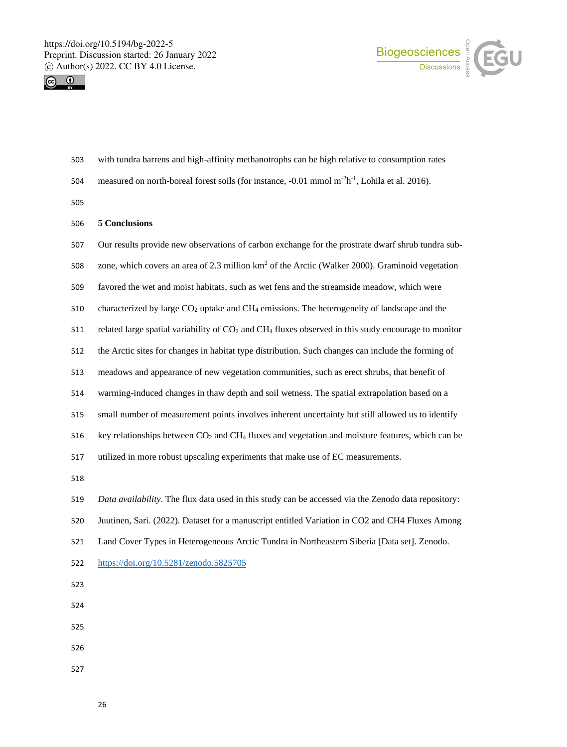with tundra barrens and high-affinity methanotrophs can be high relative to consumption rates measured on north-boreal forest soils (for instance, -0.01 mmol $m^{-2}h^{-1}$, Lohila et al. 2016).

## 5 Conclusions

Our results provide new observations of carbon exchange for the prostrate dwarf shrub tundra sub-zone, which covers an area of 2.3 million $km^2$ of the Arctic (Walker 2000). Graminoid vegetation favored the wet and moist habitats, such as wet fens and the streamside meadow, which were characterized by large $CO_2$ uptake and $CH_4$ emissions. The heterogeneity of landscape and the related large spatial variability of $CO_2$ and $CH_4$ fluxes observed in this study encourage to monitor the Arctic sites for changes in habitat type distribution. Such changes can include the forming of meadows and appearance of new vegetation communities, such as erect shrubs, that benefit of warming-induced changes in thaw depth and soil wetness. The spatial extrapolation based on a small number of measurement points involves inherent uncertainty but still allowed us to identify key relationships between $CO_2$ and $CH_4$ fluxes and vegetation and moisture features, which can be utilized in more robust upscaling experiments that make use of EC measurements.

*Data availability*. The flux data used in this study can be accessed via the Zenodo data repository: Juutinen, Sari. (2022). Dataset for a manuscript entitled Variation in CO2 and CH4 Fluxes Among Land Cover Types in Heterogeneous Arctic Tundra in Northeastern Siberia [Data set]. Zenodo. https://doi.org/10.5281/zenodo.5825705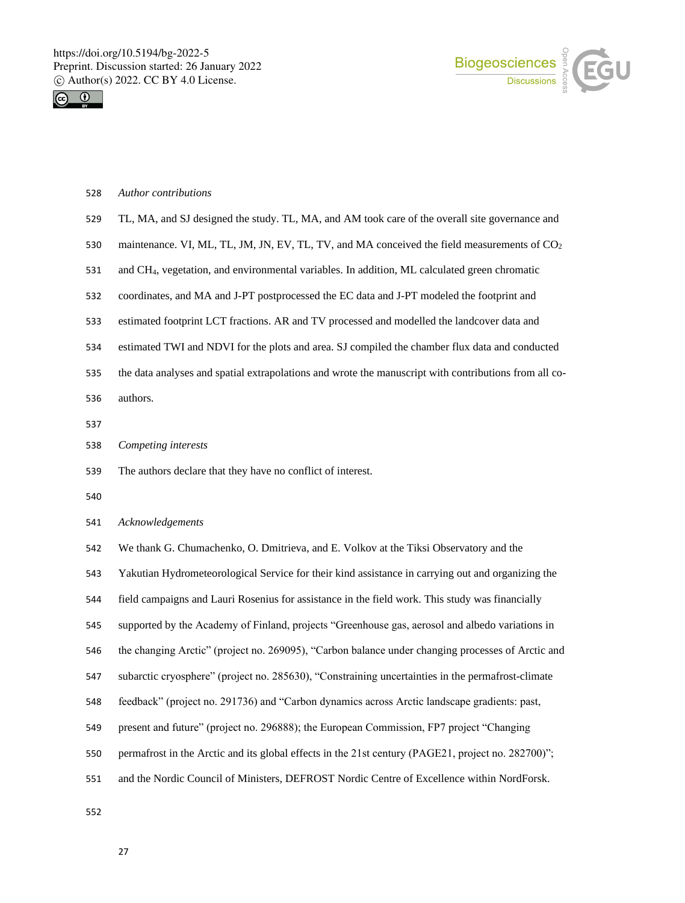*Author contributions*

TL, MA, and SJ designed the study. TL, MA, and AM took care of the overall site governance and maintenance. VI, ML, TL, JM, JN, EV, TL, TV, and MA conceived the field measurements of $CO_2$ and $CH_4$, vegetation, and environmental variables. In addition, ML calculated green chromatic coordinates, and MA and J-PT postprocessed the EC data and J-PT modeled the footprint and estimated footprint LCT fractions. AR and TV processed and modelled the landcover data and estimated TWI and NDVI for the plots and area. SJ compiled the chamber flux data and conducted the data analyses and spatial extrapolations and wrote the manuscript with contributions from all co-authors.

*Competing interests*

The authors declare that they have no conflict of interest.

*Acknowledgements*

We thank G. Chumachenko, O. Dmitrieva, and E. Volkov at the Tiksi Observatory and the Yakutian Hydrometeorological Service for their kind assistance in carrying out and organizing the field campaigns and Lauri Rosenius for assistance in the field work. This study was financially supported by the Academy of Finland, projects "Greenhouse gas, aerosol and albedo variations in the changing Arctic" (project no. 269095), "Carbon balance under changing processes of Arctic and subarctic cryosphere" (project no. 285630), "Constraining uncertainties in the permafrost-climate feedback" (project no. 291736) and "Carbon dynamics across Arctic landscape gradients: past, present and future" (project no. 296888); the European Commission, FP7 project "Changing permafrost in the Arctic and its global effects in the 21st century (PAGE21, project no. 282700)"; and the Nordic Council of Ministers, DEFROST Nordic Centre of Excellence within NordForsk.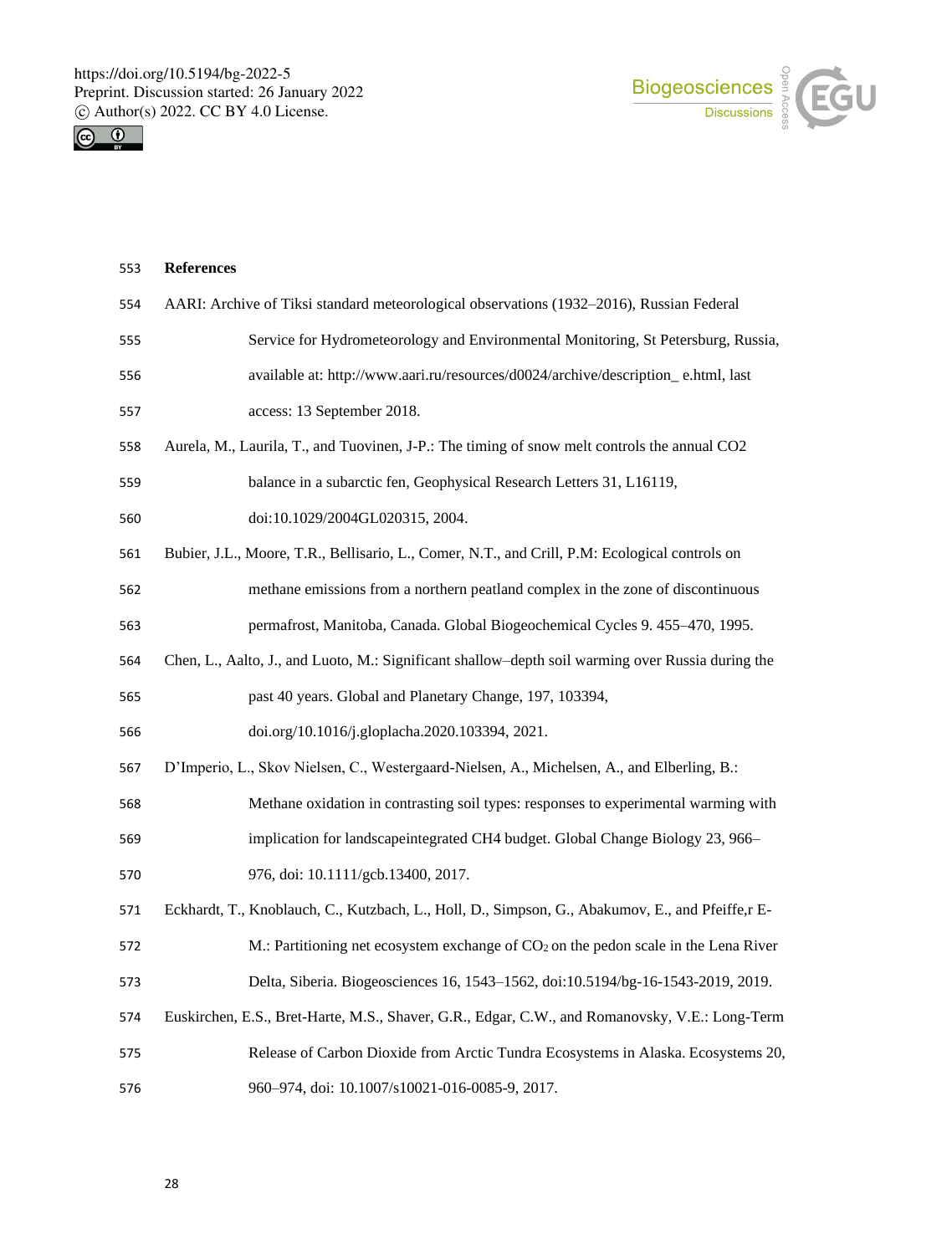**References**

AARI: Archive of Tiksi standard meteorological observations (1932–2016), Russian Federal Service for Hydrometeorology and Environmental Monitoring, St Petersburg, Russia, available at: http://www.aari.ru/resources/d0024/archive/description_ e.html, last access: 13 September 2018.

Aurela, M., Laurila, T., and Tuovinen, J-P.: The timing of snow melt controls the annual CO2 balance in a subarctic fen, Geophysical Research Letters 31, L16119, doi:10.1029/2004GL020315, 2004.

Bubier, J.L., Moore, T.R., Bellisario, L., Comer, N.T., and Crill, P.M: Ecological controls on methane emissions from a northern peatland complex in the zone of discontinuous permafrost, Manitoba, Canada. Global Biogeochemical Cycles 9. 455–470, 1995.

Chen, L., Aalto, J., and Luoto, M.: Significant shallow–depth soil warming over Russia during the past 40 years. Global and Planetary Change, 197, 103394, doi.org/10.1016/j.gloplacha.2020.103394, 2021.

D'Imperio, L., Skov Nielsen, C., Westergaard-Nielsen, A., Michelsen, A., and Elberling, B.: Methane oxidation in contrasting soil types: responses to experimental warming with implication for landscapeintegrated CH4 budget. Global Change Biology 23, 966–976, doi: 10.1111/gcb.13400, 2017.

Eckhardt, T., Knoblauch, C., Kutzbach, L., Holl, D., Simpson, G., Abakumov, E., and Pfeiffe,r E-M.: Partitioning net ecosystem exchange of $CO_2$ on the pedon scale in the Lena River Delta, Siberia. Biogeosciences 16, 1543–1562, doi:10.5194/bg-16-1543-2019, 2019.

Euskirchen, E.S., Bret-Harte, M.S., Shaver, G.R., Edgar, C.W., and Romanovsky, V.E.: Long-Term Release of Carbon Dioxide from Arctic Tundra Ecosystems in Alaska. Ecosystems 20, 960–974, doi: 10.1007/s10021-016-0085-9, 2017.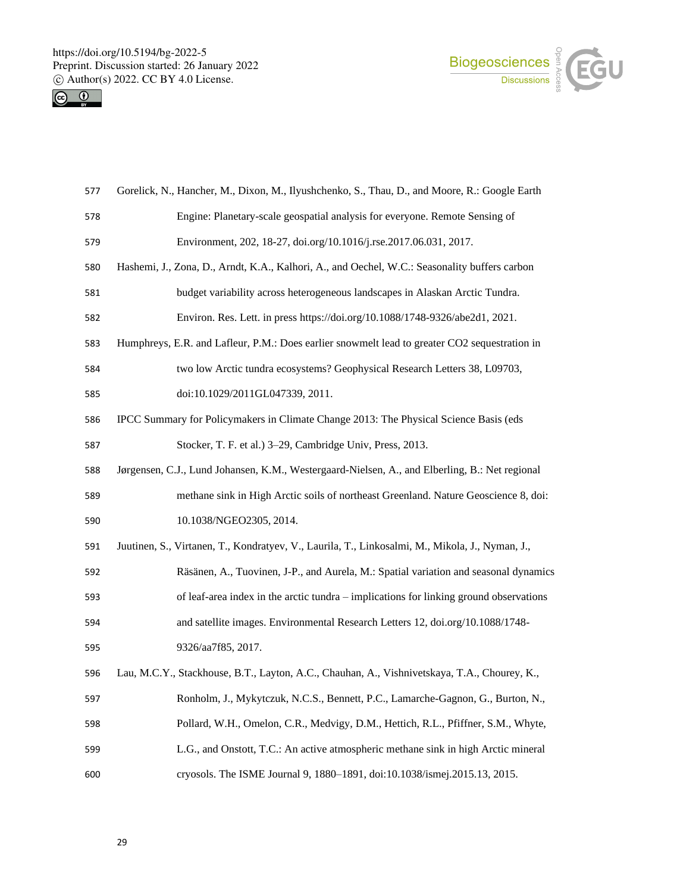Gorelick, N., Hancher, M., Dixon, M., Ilyushchenko, S., Thau, D., and Moore, R.: Google Earth Engine: Planetary-scale geospatial analysis for everyone. Remote Sensing of Environment, 202, 18-27, doi.org/10.1016/j.rse.2017.06.031, 2017.

Hashemi, J., Zona, D., Arndt, K.A., Kalhori, A., and Oechel, W.C.: Seasonality buffers carbon budget variability across heterogeneous landscapes in Alaskan Arctic Tundra. Environ. Res. Lett. in press https://doi.org/10.1088/1748-9326/abe2d1, 2021.

Humphreys, E.R. and Lafleur, P.M.: Does earlier snowmelt lead to greater CO2 sequestration in two low Arctic tundra ecosystems? Geophysical Research Letters 38, L09703, doi:10.1029/2011GL047339, 2011.

IPCC Summary for Policymakers in Climate Change 2013: The Physical Science Basis (eds Stocker, T. F. et al.) 3–29, Cambridge Univ, Press, 2013.

Jørgensen, C.J., Lund Johansen, K.M., Westergaard-Nielsen, A., and Elberling, B.: Net regional methane sink in High Arctic soils of northeast Greenland. Nature Geoscience 8, doi: 10.1038/NGEO2305, 2014.

Juutinen, S., Virtanen, T., Kondratyev, V., Laurila, T., Linkosalmi, M., Mikola, J., Nyman, J., Räsänen, A., Tuovinen, J-P., and Aurela, M.: Spatial variation and seasonal dynamics of leaf-area index in the arctic tundra – implications for linking ground observations and satellite images. Environmental Research Letters 12, doi.org/10.1088/1748-9326/aa7f85, 2017.

Lau, M.C.Y., Stackhouse, B.T., Layton, A.C., Chauhan, A., Vishnivetskaya, T.A., Chourey, K., Ronholm, J., Mykytczuk, N.C.S., Bennett, P.C., Lamarche-Gagnon, G., Burton, N., Pollard, W.H., Omelon, C.R., Medvigy, D.M., Hettich, R.L., Pfiffner, S.M., Whyte, L.G., and Onstott, T.C.: An active atmospheric methane sink in high Arctic mineral cryosols. The ISME Journal 9, 1880–1891, doi:10.1038/ismej.2015.13, 2015.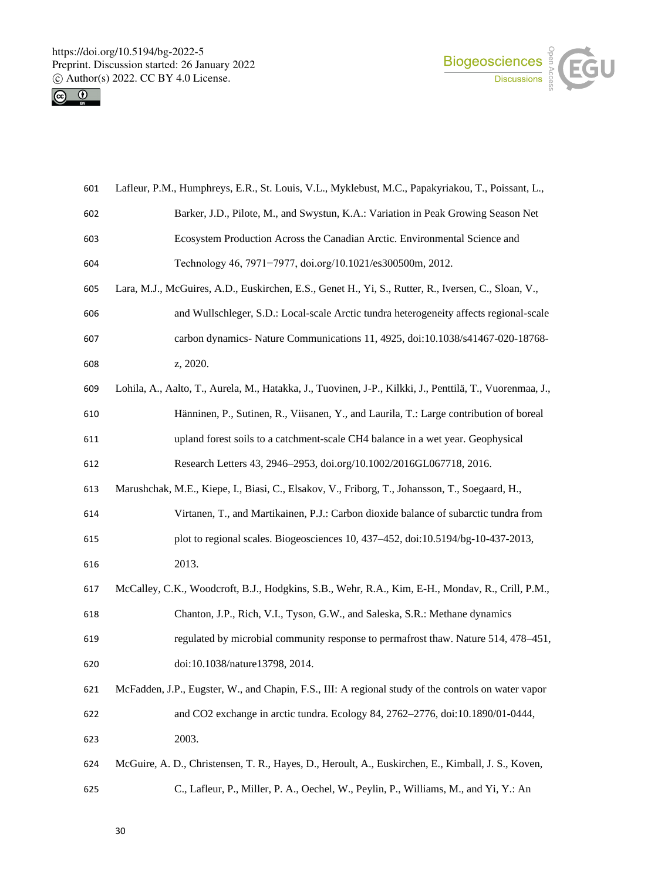Lafleur, P.M., Humphreys, E.R., St. Louis, V.L., Myklebust, M.C., Papakyriakou, T., Poissant, L., Barker, J.D., Pilote, M., and Swystun, K.A.: Variation in Peak Growing Season Net Ecosystem Production Across the Canadian Arctic. Environmental Science and Technology 46, 7971−7977, doi.org/10.1021/es300500m, 2012.

Lara, M.J., McGuires, A.D., Euskirchen, E.S., Genet H., Yi, S., Rutter, R., Iversen, C., Sloan, V., and Wullschleger, S.D.: Local-scale Arctic tundra heterogeneity affects regional-scale carbon dynamics- Nature Communications 11, 4925, doi:10.1038/s41467-020-18768-z, 2020.

Lohila, A., Aalto, T., Aurela, M., Hatakka, J., Tuovinen, J-P., Kilkki, J., Penttilä, T., Vuorenmaa, J., Hänninen, P., Sutinen, R., Viisanen, Y., and Laurila, T.: Large contribution of boreal upland forest soils to a catchment-scale CH4 balance in a wet year. Geophysical Research Letters 43, 2946–2953, doi.org/10.1002/2016GL067718, 2016.

Marushchak, M.E., Kiepe, I., Biasi, C., Elsakov, V., Friborg, T., Johansson, T., Soegaard, H., Virtanen, T., and Martikainen, P.J.: Carbon dioxide balance of subarctic tundra from plot to regional scales. Biogeosciences 10, 437–452, doi:10.5194/bg-10-437-2013, 2013.

McCalley, C.K., Woodcroft, B.J., Hodgkins, S.B., Wehr, R.A., Kim, E-H., Mondav, R., Crill, P.M., Chanton, J.P., Rich, V.I., Tyson, G.W., and Saleska, S.R.: Methane dynamics regulated by microbial community response to permafrost thaw. Nature 514, 478–451, doi:10.1038/nature13798, 2014.

McFadden, J.P., Eugster, W., and Chapin, F.S., III: A regional study of the controls on water vapor and CO2 exchange in arctic tundra. Ecology 84, 2762–2776, doi:10.1890/01-0444, 2003.

McGuire, A. D., Christensen, T. R., Hayes, D., Heroult, A., Euskirchen, E., Kimball, J. S., Koven, C., Lafleur, P., Miller, P. A., Oechel, W., Peylin, P., Williams, M., and Yi, Y.: An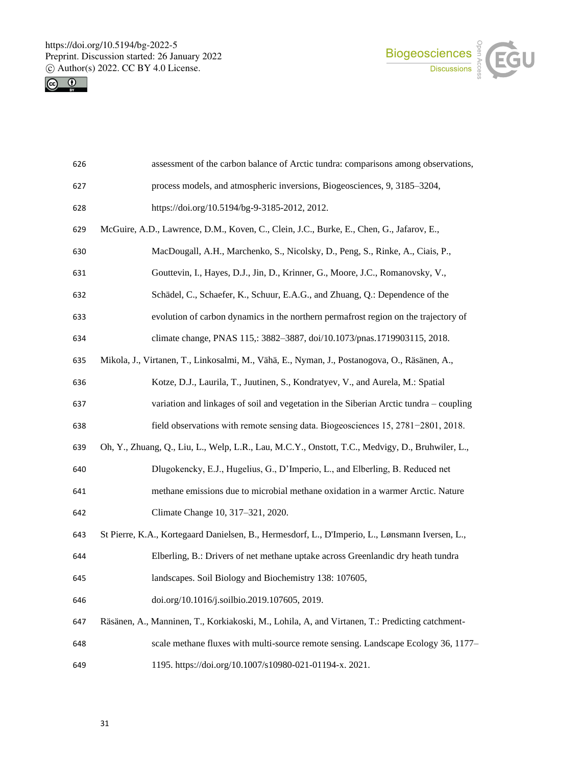assessment of the carbon balance of Arctic tundra: comparisons among observations, process models, and atmospheric inversions, Biogeosciences, 9, 3185–3204, https://doi.org/10.5194/bg-9-3185-2012, 2012.

McGuire, A.D., Lawrence, D.M., Koven, C., Clein, J.C., Burke, E., Chen, G., Jafarov, E., MacDougall, A.H., Marchenko, S., Nicolsky, D., Peng, S., Rinke, A., Ciais, P., Gouttevin, I., Hayes, D.J., Jin, D., Krinner, G., Moore, J.C., Romanovsky, V., Schädel, C., Schaefer, K., Schuur, E.A.G., and Zhuang, Q.: Dependence of the evolution of carbon dynamics in the northern permafrost region on the trajectory of climate change, PNAS 115,: 3882–3887, doi/10.1073/pnas.1719903115, 2018.

Mikola, J., Virtanen, T., Linkosalmi, M., Vähä, E., Nyman, J., Postanogova, O., Räsänen, A., Kotze, D.J., Laurila, T., Juutinen, S., Kondratyev, V., and Aurela, M.: Spatial variation and linkages of soil and vegetation in the Siberian Arctic tundra – coupling field observations with remote sensing data. Biogeosciences 15, 2781−2801, 2018.

Oh, Y., Zhuang, Q., Liu, L., Welp, L.R., Lau, M.C.Y., Onstott, T.C., Medvigy, D., Bruhwiler, L., Dlugokencky, E.J., Hugelius, G., D'Imperio, L., and Elberling, B. Reduced net methane emissions due to microbial methane oxidation in a warmer Arctic. Nature Climate Change 10, 317–321, 2020.

St Pierre, K.A., Kortegaard Danielsen, B., Hermesdorf, L., D'Imperio, L., Lønsmann Iversen, L., Elberling, B.: Drivers of net methane uptake across Greenlandic dry heath tundra landscapes. Soil Biology and Biochemistry 138: 107605, doi.org/10.1016/j.soilbio.2019.107605, 2019.

Räsänen, A., Manninen, T., Korkiakoski, M., Lohila, A, and Virtanen, T.: Predicting catchment-scale methane fluxes with multi-source remote sensing. Landscape Ecology 36, 1177–1195. https://doi.org/10.1007/s10980-021-01194-x. 2021.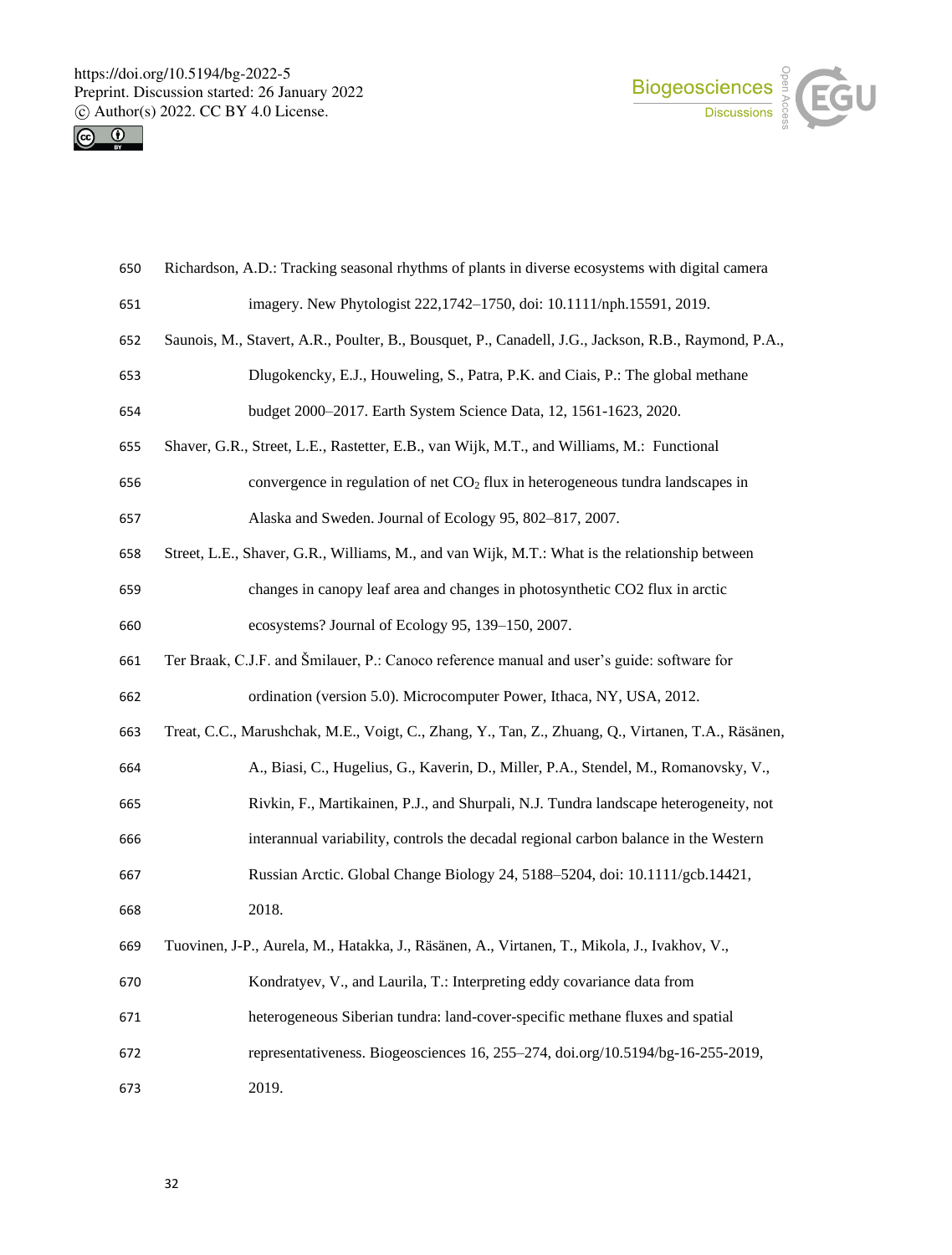Richardson, A.D.: Tracking seasonal rhythms of plants in diverse ecosystems with digital camera imagery. New Phytologist 222,1742–1750, doi: 10.1111/nph.15591, 2019.

Saunois, M., Stavert, A.R., Poulter, B., Bousquet, P., Canadell, J.G., Jackson, R.B., Raymond, P.A., Dlugokencky, E.J., Houweling, S., Patra, P.K. and Ciais, P.: The global methane budget 2000–2017. Earth System Science Data, 12, 1561-1623, 2020.

Shaver, G.R., Street, L.E., Rastetter, E.B., van Wijk, M.T., and Williams, M.: Functional convergence in regulation of net $CO_2$ flux in heterogeneous tundra landscapes in Alaska and Sweden. Journal of Ecology 95, 802–817, 2007.

Street, L.E., Shaver, G.R., Williams, M., and van Wijk, M.T.: What is the relationship between changes in canopy leaf area and changes in photosynthetic CO2 flux in arctic ecosystems? Journal of Ecology 95, 139–150, 2007.

Ter Braak, C.J.F. and Šmilauer, P.: Canoco reference manual and user's guide: software for ordination (version 5.0). Microcomputer Power, Ithaca, NY, USA, 2012.

Treat, C.C., Marushchak, M.E., Voigt, C., Zhang, Y., Tan, Z., Zhuang, Q., Virtanen, T.A., Räsänen, A., Biasi, C., Hugelius, G., Kaverin, D., Miller, P.A., Stendel, M., Romanovsky, V., Rivkin, F., Martikainen, P.J., and Shurpali, N.J. Tundra landscape heterogeneity, not interannual variability, controls the decadal regional carbon balance in the Western Russian Arctic. Global Change Biology 24, 5188–5204, doi: 10.1111/gcb.14421, 2018.

Tuovinen, J-P., Aurela, M., Hatakka, J., Räsänen, A., Virtanen, T., Mikola, J., Ivakhov, V., Kondratyev, V., and Laurila, T.: Interpreting eddy covariance data from heterogeneous Siberian tundra: land-cover-specific methane fluxes and spatial representativeness. Biogeosciences 16, 255–274, doi.org/10.5194/bg-16-255-2019, 2019.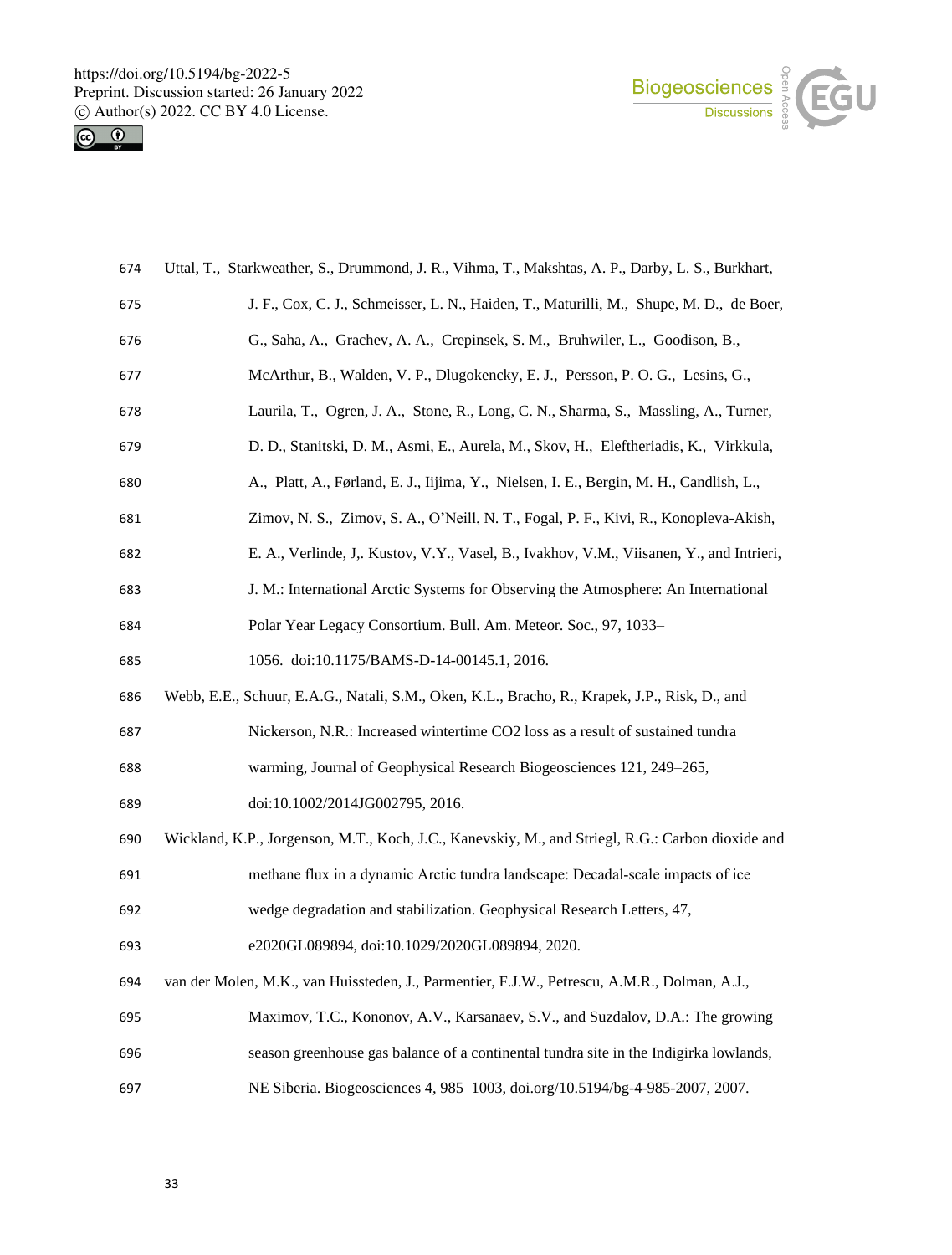Uttal, T., Starkweather, S., Drummond, J. R., Vihma, T., Makshtas, A. P., Darby, L. S., Burkhart, J. F., Cox, C. J., Schmeisser, L. N., Haiden, T., Maturilli, M., Shupe, M. D., de Boer, G., Saha, A., Grachev, A. A., Crepinsek, S. M., Bruhwiler, L., Goodison, B., McArthur, B., Walden, V. P., Dlugokencky, E. J., Persson, P. O. G., Lesins, G., Laurila, T., Ogren, J. A., Stone, R., Long, C. N., Sharma, S., Massling, A., Turner, D. D., Stanitski, D. M., Asmi, E., Aurela, M., Skov, H., Eleftheriadis, K., Virkkula, A., Platt, A., Førland, E. J., Iijima, Y., Nielsen, I. E., Bergin, M. H., Candlish, L., Zimov, N. S., Zimov, S. A., O'Neill, N. T., Fogal, P. F., Kivi, R., Konopleva-Akish, E. A., Verlinde, J,. Kustov, V.Y., Vasel, B., Ivakhov, V.M., Viisanen, Y., and Intrieri, J. M.: International Arctic Systems for Observing the Atmosphere: An International Polar Year Legacy Consortium. Bull. Am. Meteor. Soc., 97, 1033–1056. doi:10.1175/BAMS-D-14-00145.1, 2016.

Webb, E.E., Schuur, E.A.G., Natali, S.M., Oken, K.L., Bracho, R., Krapek, J.P., Risk, D., and Nickerson, N.R.: Increased wintertime CO2 loss as a result of sustained tundra warming, Journal of Geophysical Research Biogeosciences 121, 249–265, doi:10.1002/2014JG002795, 2016.

Wickland, K.P., Jorgenson, M.T., Koch, J.C., Kanevskiy, M., and Striegl, R.G.: Carbon dioxide and methane flux in a dynamic Arctic tundra landscape: Decadal-scale impacts of ice wedge degradation and stabilization. Geophysical Research Letters, 47, e2020GL089894, doi:10.1029/2020GL089894, 2020.

van der Molen, M.K., van Huissteden, J., Parmentier, F.J.W., Petrescu, A.M.R., Dolman, A.J., Maximov, T.C., Kononov, A.V., Karsanaev, S.V., and Suzdalov, D.A.: The growing season greenhouse gas balance of a continental tundra site in the Indigirka lowlands, NE Siberia. Biogeosciences 4, 985–1003, doi.org/10.5194/bg-4-985-2007, 2007.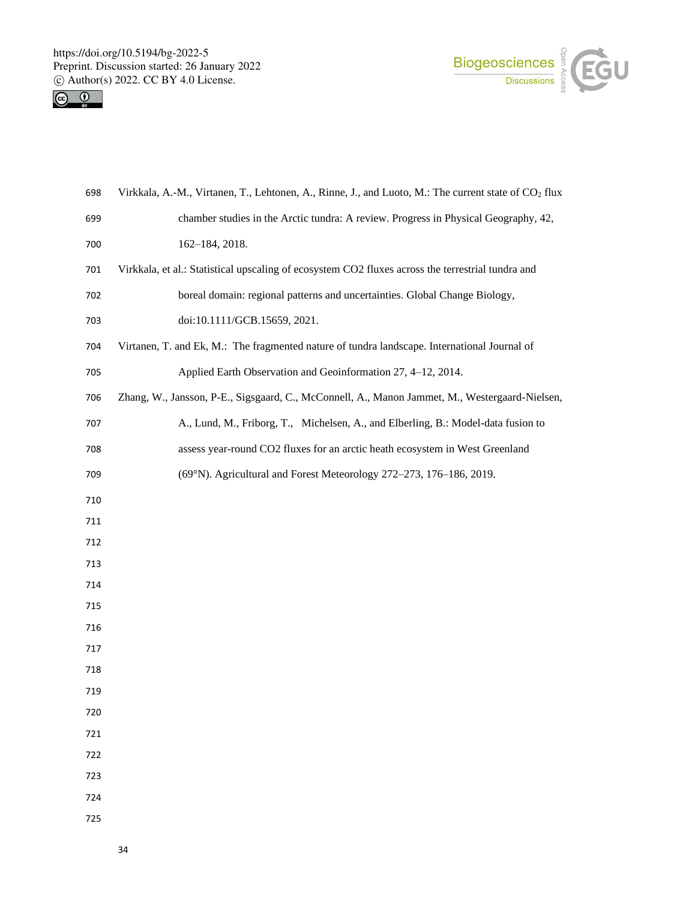Virkkala, A.-M., Virtanen, T., Lehtonen, A., Rinne, J., and Luoto, M.: The current state of $CO_2$ flux chamber studies in the Arctic tundra: A review. Progress in Physical Geography, 42, 162–184, 2018.

Virkkala, et al.: Statistical upscaling of ecosystem CO2 fluxes across the terrestrial tundra and boreal domain: regional patterns and uncertainties. Global Change Biology, doi:10.1111/GCB.15659, 2021.

Virtanen, T. and Ek, M.: The fragmented nature of tundra landscape. International Journal of Applied Earth Observation and Geoinformation 27, 4–12, 2014.

Zhang, W., Jansson, P-E., Sigsgaard, C., McConnell, A., Manon Jammet, M., Westergaard-Nielsen, A., Lund, M., Friborg, T., Michelsen, A., and Elberling, B.: Model-data fusion to assess year-round CO2 fluxes for an arctic heath ecosystem in West Greenland (69°N). Agricultural and Forest Meteorology 272–273, 176–186, 2019.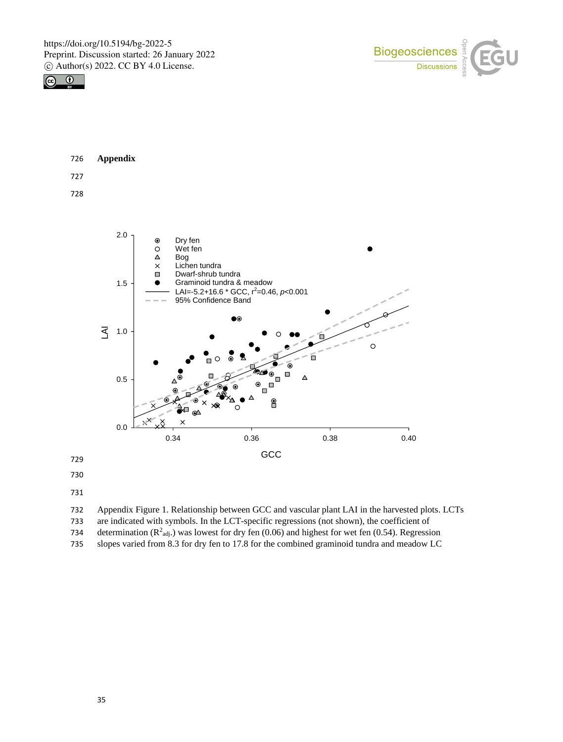# Appendix

2.0

1.5

1.0

0.5

0.0

LAI

0.34

0.36

0.38

0.40

GCC

Dry fen

Wet fen

Bog

Lichen tundra

Dwarf-shrub tundra

Graminoid tundra & meadow

LAI=-5.2+16.6 * GCC, $r^2$=0.46, *p*<0.001

95% Confidence Band

Appendix Figure 1. Relationship between GCC and vascular plant LAI in the harvested plots. LCTs are indicated with symbols. In the LCT-specific regressions (not shown), the coefficient of determination ($R^2_{adj.}$) was lowest for dry fen (0.06) and highest for wet fen (0.54). Regression slopes varied from 8.3 for dry fen to 17.8 for the combined graminoid tundra and meadow LC